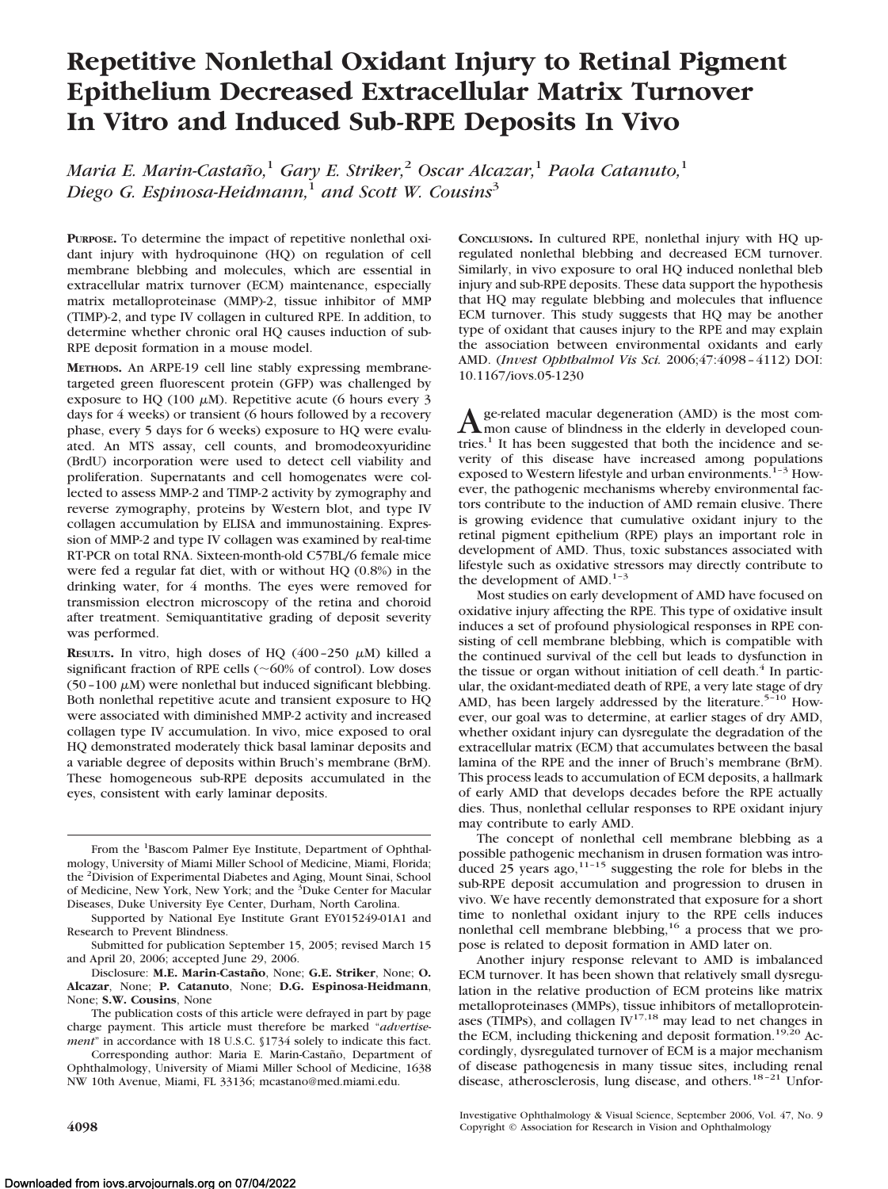# Repetitive Nonlethal Oxidant Injury to Retinal Pigment Epithelium Decreased Extracellular Matrix Turnover In Vitro and Induced Sub-RPE Deposits In Vivo

*Maria E. Marin-Castaño,*[1] *Gary E. Striker,*[2] *Oscar Alcazar,*[1] *Paola Catanuto,*[1] *Diego G. Espinosa-Heidmann,*[1] *and Scott W. Cousins*[3]

**PURPOSE.** To determine the impact of repetitive nonlethal oxidant injury with hydroquinone (HQ) on regulation of cell membrane blebbing and molecules, which are essential in extracellular matrix turnover (ECM) maintenance, especially matrix metalloproteinase (MMP)-2, tissue inhibitor of MMP (TIMP)-2, and type IV collagen in cultured RPE. In addition, to determine whether chronic oral HQ causes induction of sub-RPE deposit formation in a mouse model.

**METHODS.** An ARPE-19 cell line stably expressing membrane-targeted green fluorescent protein (GFP) was challenged by exposure to HQ (100 μM). Repetitive acute (6 hours every 3 days for 4 weeks) or transient (6 hours followed by a recovery phase, every 5 days for 6 weeks) exposure to HQ were evaluated. An MTS assay, cell counts, and bromodeoxyuridine (BrdU) incorporation were used to detect cell viability and proliferation. Supernatants and cell homogenates were collected to assess MMP-2 and TIMP-2 activity by zymography and reverse zymography, proteins by Western blot, and type IV collagen accumulation by ELISA and immunostaining. Expression of MMP-2 and type IV collagen was examined by real-time RT-PCR on total RNA. Sixteen-month-old C57BL/6 female mice were fed a regular fat diet, with or without HQ (0.8%) in the drinking water, for 4 months. The eyes were removed for transmission electron microscopy of the retina and choroid after treatment. Semiquantitative grading of deposit severity was performed.

**RESULTS.** In vitro, high doses of HQ (400–250 μM) killed a significant fraction of RPE cells (~60% of control). Low doses (50–100 μM) were nonlethal but induced significant blebbing. Both nonlethal repetitive acute and transient exposure to HQ were associated with diminished MMP-2 activity and increased collagen type IV accumulation. In vivo, mice exposed to oral HQ demonstrated moderately thick basal laminar deposits and a variable degree of deposits within Bruch's membrane (BrM). These homogeneous sub-RPE deposits accumulated in the eyes, consistent with early laminar deposits.

**CONCLUSIONS.** In cultured RPE, nonlethal injury with HQ upregulated nonlethal blebbing and decreased ECM turnover. Similarly, in vivo exposure to oral HQ induced nonlethal bleb injury and sub-RPE deposits. These data support the hypothesis that HQ may regulate blebbing and molecules that influence ECM turnover. This study suggests that HQ may be another type of oxidant that causes injury to the RPE and may explain the association between environmental oxidants and early AMD. (*Invest Ophthalmol Vis Sci.* 2006;47:4098–4112) DOI: 10.1167/iovs.05-1230

Age-related macular degeneration (AMD) is the most common cause of blindness in the elderly in developed countries.[1] It has been suggested that both the incidence and severity of this disease have increased among populations exposed to Western lifestyle and urban environments.[1–3] However, the pathogenic mechanisms whereby environmental factors contribute to the induction of AMD remain elusive. There is growing evidence that cumulative oxidant injury to the retinal pigment epithelium (RPE) plays an important role in development of AMD. Thus, toxic substances associated with lifestyle such as oxidative stressors may directly contribute to the development of AMD.[1–3]

Most studies on early development of AMD have focused on oxidative injury affecting the RPE. This type of oxidative insult induces a set of profound physiological responses in RPE consisting of cell membrane blebbing, which is compatible with the continued survival of the cell but leads to dysfunction in the tissue or organ without initiation of cell death.[4] In particular, the oxidant-mediated death of RPE, a very late stage of dry AMD, has been largely addressed by the literature.[5–10] However, our goal was to determine, at earlier stages of dry AMD, whether oxidant injury can dysregulate the degradation of the extracellular matrix (ECM) that accumulates between the basal lamina of the RPE and the inner of Bruch's membrane (BrM). This process leads to accumulation of ECM deposits, a hallmark of early AMD that develops decades before the RPE actually dies. Thus, nonlethal cellular responses to RPE oxidant injury may contribute to early AMD.

The concept of nonlethal cell membrane blebbing as a possible pathogenic mechanism in drusen formation was introduced 25 years ago,[11–15] suggesting the role for blebs in the sub-RPE deposit accumulation and progression to drusen in vivo. We have recently demonstrated that exposure for a short time to nonlethal oxidant injury to the RPE cells induces nonlethal cell membrane blebbing,[16] a process that we propose is related to deposit formation in AMD later on.

Another injury response relevant to AMD is imbalanced ECM turnover. It has been shown that relatively small dysregulation in the relative production of ECM proteins like matrix metalloproteinases (MMPs), tissue inhibitors of metalloproteinases (TIMPs), and collagen IV[17,18] may lead to net changes in the ECM, including thickening and deposit formation.[19,20] Accordingly, dysregulated turnover of ECM is a major mechanism of disease pathogenesis in many tissue sites, including renal disease, atherosclerosis, lung disease, and others.[18–21] Unfor-

From the [1]Bascom Palmer Eye Institute, Department of Ophthalmology, University of Miami Miller School of Medicine, Miami, Florida; the [2]Division of Experimental Diabetes and Aging, Mount Sinai, School of Medicine, New York, New York; and the [3]Duke Center for Macular Diseases, Duke University Eye Center, Durham, North Carolina.

Supported by National Eye Institute Grant EY015249-01A1 and Research to Prevent Blindness.

Submitted for publication September 15, 2005; revised March 15 and April 20, 2006; accepted June 29, 2006.

Disclosure: **M.E. Marin-Castaño**, None; **G.E. Striker**, None; **O. Alcazar**, None; **P. Catanuto**, None; **D.G. Espinosa-Heidmann**, None; **S.W. Cousins**, None

The publication costs of this article were defrayed in part by page charge payment. This article must therefore be marked "*advertisement*" in accordance with 18 U.S.C. §1734 solely to indicate this fact.

Corresponding author: Maria E. Marin-Castaño, Department of Ophthalmology, University of Miami Miller School of Medicine, 1638 NW 10th Avenue, Miami, FL 33136; mcastano@med.miami.edu.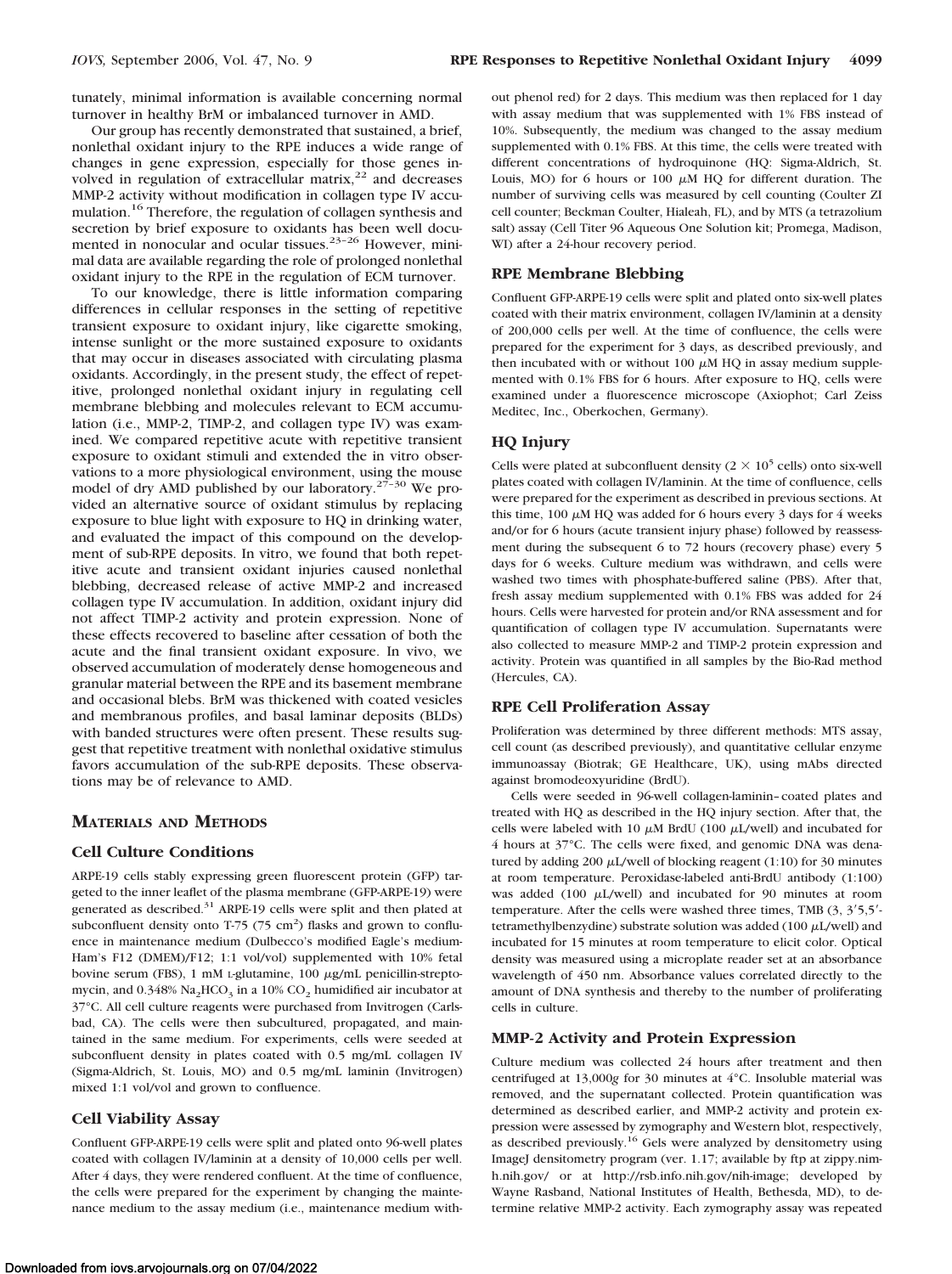tunately, minimal information is available concerning normal turnover in healthy BrM or imbalanced turnover in AMD.

Our group has recently demonstrated that sustained, a brief, nonlethal oxidant injury to the RPE induces a wide range of changes in gene expression, especially for those genes involved in regulation of extracellular matrix,[22] and decreases MMP-2 activity without modification in collagen type IV accumulation.[16] Therefore, the regulation of collagen synthesis and secretion by brief exposure to oxidants has been well documented in nonocular and ocular tissues.[23–26] However, minimal data are available regarding the role of prolonged nonlethal oxidant injury to the RPE in the regulation of ECM turnover.

To our knowledge, there is little information comparing differences in cellular responses in the setting of repetitive transient exposure to oxidant injury, like cigarette smoking, intense sunlight or the more sustained exposure to oxidants that may occur in diseases associated with circulating plasma oxidants. Accordingly, in the present study, the effect of repetitive, prolonged nonlethal oxidant injury in regulating cell membrane blebbing and molecules relevant to ECM accumulation (i.e., MMP-2, TIMP-2, and collagen type IV) was examined. We compared repetitive acute with repetitive transient exposure to oxidant stimuli and extended the in vitro observations to a more physiological environment, using the mouse model of dry AMD published by our laboratory.[27–30] We provided an alternative source of oxidant stimulus by replacing exposure to blue light with exposure to HQ in drinking water, and evaluated the impact of this compound on the development of sub-RPE deposits. In vitro, we found that both repetitive acute and transient oxidant injuries caused nonlethal blebbing, decreased release of active MMP-2 and increased collagen type IV accumulation. In addition, oxidant injury did not affect TIMP-2 activity and protein expression. None of these effects recovered to baseline after cessation of both the acute and the final transient oxidant exposure. In vivo, we observed accumulation of moderately dense homogeneous and granular material between the RPE and its basement membrane and occasional blebs. BrM was thickened with coated vesicles and membranous profiles, and basal laminar deposits (BLDs) with banded structures were often present. These results suggest that repetitive treatment with nonlethal oxidative stimulus favors accumulation of the sub-RPE deposits. These observations may be of relevance to AMD.

## Materials and Methods

### Cell Culture Conditions

ARPE-19 cells stably expressing green fluorescent protein (GFP) targeted to the inner leaflet of the plasma membrane (GFP-ARPE-19) were generated as described.[31] ARPE-19 cells were split and then plated at subconfluent density onto T-75 (75 cm$^2$) flasks and grown to confluence in maintenance medium (Dulbecco's modified Eagle's medium-Ham's F12 (DMEM)/F12; 1:1 vol/vol) supplemented with 10% fetal bovine serum (FBS), 1 mM L-glutamine, 100 μg/mL penicillin-streptomycin, and 0.348% $Na_2HCO_3$ in a 10% $CO_2$ humidified air incubator at 37°C. All cell culture reagents were purchased from Invitrogen (Carlsbad, CA). The cells were then subcultured, propagated, and maintained in the same medium. For experiments, cells were seeded at subconfluent density in plates coated with 0.5 mg/mL collagen IV (Sigma-Aldrich, St. Louis, MO) and 0.5 mg/mL laminin (Invitrogen) mixed 1:1 vol/vol and grown to confluence.

### Cell Viability Assay

Confluent GFP-ARPE-19 cells were split and plated onto 96-well plates coated with collagen IV/laminin at a density of 10,000 cells per well. After 4 days, they were rendered confluent. At the time of confluence, the cells were prepared for the experiment by changing the maintenance medium to the assay medium (i.e., maintenance medium without phenol red) for 2 days. This medium was then replaced for 1 day with assay medium that was supplemented with 1% FBS instead of 10%. Subsequently, the medium was changed to the assay medium supplemented with 0.1% FBS. At this time, the cells were treated with different concentrations of hydroquinone (HQ: Sigma-Aldrich, St. Louis, MO) for 6 hours or 100 μM HQ for different duration. The number of surviving cells was measured by cell counting (Coulter ZI cell counter; Beckman Coulter, Hialeah, FL), and by MTS (a tetrazolium salt) assay (Cell Titer 96 Aqueous One Solution kit; Promega, Madison, WI) after a 24-hour recovery period.

### RPE Membrane Blebbing

Confluent GFP-ARPE-19 cells were split and plated onto six-well plates coated with their matrix environment, collagen IV/laminin at a density of 200,000 cells per well. At the time of confluence, the cells were prepared for the experiment for 3 days, as described previously, and then incubated with or without 100 μM HQ in assay medium supplemented with 0.1% FBS for 6 hours. After exposure to HQ, cells were examined under a fluorescence microscope (Axiophot; Carl Zeiss Meditec, Inc., Oberkochen, Germany).

### HQ Injury

Cells were plated at subconfluent density ($2 \times 10^5$ cells) onto six-well plates coated with collagen IV/laminin. At the time of confluence, cells were prepared for the experiment as described in previous sections. At this time, 100 μM HQ was added for 6 hours every 3 days for 4 weeks and/or for 6 hours (acute transient injury phase) followed by reassessment during the subsequent 6 to 72 hours (recovery phase) every 5 days for 6 weeks. Culture medium was withdrawn, and cells were washed two times with phosphate-buffered saline (PBS). After that, fresh assay medium supplemented with 0.1% FBS was added for 24 hours. Cells were harvested for protein and/or RNA assessment and for quantification of collagen type IV accumulation. Supernatants were also collected to measure MMP-2 and TIMP-2 protein expression and activity. Protein was quantified in all samples by the Bio-Rad method (Hercules, CA).

### RPE Cell Proliferation Assay

Proliferation was determined by three different methods: MTS assay, cell count (as described previously), and quantitative cellular enzyme immunoassay (Biotrak; GE Healthcare, UK), using mAbs directed against bromodeoxyuridine (BrdU).

Cells were seeded in 96-well collagen-laminin–coated plates and treated with HQ as described in the HQ injury section. After that, the cells were labeled with 10 μM BrdU (100 μL/well) and incubated for 4 hours at 37°C. The cells were fixed, and genomic DNA was denatured by adding 200 μL/well of blocking reagent (1:10) for 30 minutes at room temperature. Peroxidase-labeled anti-BrdU antibody (1:100) was added (100 μL/well) and incubated for 90 minutes at room temperature. After the cells were washed three times, TMB (3, 3′5,5′-tetramethylbenzydine) substrate solution was added (100 μL/well) and incubated for 15 minutes at room temperature to elicit color. Optical density was measured using a microplate reader set at an absorbance wavelength of 450 nm. Absorbance values correlated directly to the amount of DNA synthesis and thereby to the number of proliferating cells in culture.

### MMP-2 Activity and Protein Expression

Culture medium was collected 24 hours after treatment and then centrifuged at 13,000*g* for 30 minutes at 4°C. Insoluble material was removed, and the supernatant collected. Protein quantification was determined as described earlier, and MMP-2 activity and protein expression were assessed by zymography and Western blot, respectively, as described previously.[16] Gels were analyzed by densitometry using ImageJ densitometry program (ver. 1.17; available by ftp at zippy.nimh.nih.gov/ or at http://rsb.info.nih.gov/nih-image; developed by Wayne Rasband, National Institutes of Health, Bethesda, MD), to determine relative MMP-2 activity. Each zymography assay was repeated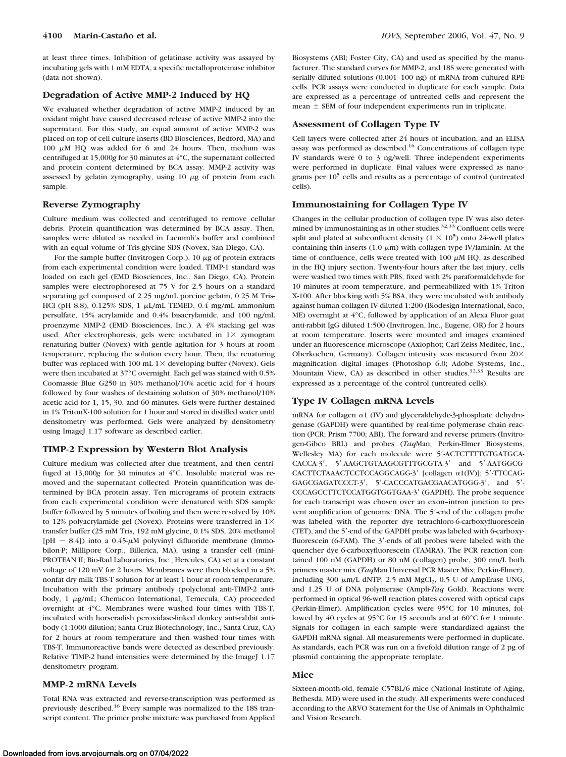at least three times. Inhibition of gelatinase activity was assayed by incubating gels with 1 mM EDTA, a specific metalloproteinase inhibitor (data not shown).

### Degradation of Active MMP-2 Induced by HQ

We evaluated whether degradation of active MMP-2 induced by an oxidant might have caused decreased release of active MMP-2 into the supernatant. For this study, an equal amount of active MMP-2 was placed on top of cell culture inserts (BD Biosciences, Bedford, MA) and 100 $\mu$M HQ was added for 6 and 24 hours. Then, medium was centrifuged at 15,000*g* for 30 minutes at 4°C, the supernatant collected and protein content determined by BCA assay. MMP-2 activity was assessed by gelatin zymography, using 10 $\mu$g of protein from each sample.

### Reverse Zymography

Culture medium was collected and centrifuged to remove cellular debris. Protein quantification was determined by BCA assay. Then, samples were diluted as needed in Laemmli's buffer and combined with an equal volume of Tris-glycine SDS (Novex, San Diego, CA).

For the sample buffer (Invitrogen Corp.), 10 $\mu$g of protein extracts from each experimental condition were loaded. TIMP-1 standard was loaded on each gel (EMD Biosciences, Inc., San Diego, CA). Protein samples were electrophoresed at 75 V for 2.5 hours on a standard separating gel composed of 2.25 mg/mL porcine gelatin, 0.25 M Tris-HCl (pH 8.8), 0.125% SDS, 1 $\mu$L/mL TEMED, 0.4 mg/mL ammonium persulfate, 15% acrylamide and 0.4% bisacrylamide, and 100 ng/mL proenzyme MMP-2 (EMD Biosciences, Inc.). A 4% stacking gel was used. After electrophoresis, gels were incubated in 1× zymogram renaturing buffer (Novex) with gentle agitation for 3 hours at room temperature, replacing the solution every hour. Then, the renaturing buffer was replaced with 100 mL 1× developing buffer (Novex). Gels were then incubated at 37°C overnight. Each gel was stained with 0.5% Coomassie Blue G250 in 30% methanol/10% acetic acid for 4 hours followed by four washes of destaining solution of 30% methanol/10% acetic acid for 1, 15, 30, and 60 minutes. Gels were further destained in 1% TritonX-100 solution for 1 hour and stored in distilled water until densitometry was performed. Gels were analyzed by densitometry using ImageJ 1.17 software as described earlier.

### TIMP-2 Expression by Western Blot Analysis

Culture medium was collected after due treatment, and then centrifuged at 13,000*g* for 30 minutes at 4°C. Insoluble material was removed and the supernatant collected. Protein quantification was determined by BCA protein assay. Ten micrograms of protein extracts from each experimental condition were denatured with SDS sample buffer followed by 5 minutes of boiling and then were resolved by 10% to 12% polyacrylamide gel (Novex). Proteins were transferred in 1× transfer buffer (25 mM Tris, 192 mM glycine, 0.1% SDS, 20% methanol [pH ~ 8.4]) into a 0.45-$\mu$M polyvinyl difluoride membrane (Immobilon-P; Millipore Corp., Billerica, MA), using a transfer cell (mini-PROTEAN II; Bio-Rad Laboratories, Inc., Hercules, CA) set at a constant voltage of 120 mV for 2 hours. Membranes were then blocked in a 5% nonfat dry milk TBS-T solution for at least 1 hour at room temperature. Incubation with the primary antibody (polyclonal anti-TIMP-2 antibody, 1 $\mu$g/mL; Chemicon International, Temecula, CA) proceeded overnight at 4°C. Membranes were washed four times with TBS-T, incubated with horseradish peroxidase-linked donkey anti-rabbit antibody (1:1000 dilution; Santa Cruz Biotechnology, Inc., Santa Cruz, CA) for 2 hours at room temperature and then washed four times with TBS-T. Immunoreactive bands were detected as described previously. Relative TIMP-2 band intensities were determined by the ImageJ 1.17 densitometry program.

### MMP-2 mRNA Levels

Total RNA was extracted and reverse-transcription was performed as previously described.[16] Every sample was normalized to the 18S transcript content. The primer probe mixture was purchased from Applied Biosystems (ABI; Foster City, CA) and used as specified by the manufacturer. The standard curves for MMP-2, and 18S were generated with serially diluted solutions (0.001–100 ng) of mRNA from cultured RPE cells. PCR assays were conducted in duplicate for each sample. Data are expressed as a percentage of untreated cells and represent the mean ± SEM of four independent experiments run in triplicate.

### Assessment of Collagen Type IV

Cell layers were collected after 24 hours of incubation, and an ELISA assay was performed as described.[16] Concentrations of collagen type IV standards were 0 to 3 ng/well. Three independent experiments were performed in duplicate. Final values were expressed as nanograms per $10^5$ cells and results as a percentage of control (untreated cells).

### Immunostaining for Collagen Type IV

Changes in the cellular production of collagen type IV was also determined by immunostaining as in other studies.[32,33] Confluent cells were split and plated at subconfluent density ($1 \times 10^5$) onto 24-well plates containing thin inserts (1.0 $\mu$m) with collagen type IV/laminin. At the time of confluence, cells were treated with 100 $\mu$M HQ, as described in the HQ injury section. Twenty-four hours after the last injury, cells were washed two times with PBS, fixed with 2% paraformaldehyde for 10 minutes at room temperature, and permeabilized with 1% Triton X-100. After blocking with 5% BSA, they were incubated with antibody against human collagen IV diluted 1:200 (Biodesign International, Saco, ME) overnight at 4°C, followed by application of an Alexa Fluor goat anti-rabbit IgG diluted 1:500 (Invitrogen, Inc., Eugene, OR) for 2 hours at room temperature. Inserts were mounted and images examined under an fluorescence microscope (Axiophot; Carl Zeiss Meditec, Inc., Oberkochen, Germany). Collagen intensity was measured from 20× magnification digital images (Photoshop 6.0; Adobe Systems, Inc., Mountain View, CA) as described in other studies.[32,33] Results are expressed as a percentage of the control (untreated cells).

### Type IV Collagen mRNA Levels

mRNA for collagen $\alpha$1 (IV) and glyceraldehyde-3-phosphate dehydrogenase (GAPDH) were quantified by real-time polymerase chain reaction (PCR; Prism 7700; ABI). The forward and reverse primers (Invitrogen-Gibco BRL) and probes (*Taq*Man; Perkin-Elmer Biosystems, Wellesley MA) for each molecule were 5′-ACTCTTTTGTGATGCACACCA-3′, 5′-AAGCTGTAAGCGTTTGCGTA-3′ and 5′-AATGGCGCACTTCTAAACTCCTCCAGGCAGG-3′ [collagen $\alpha$1(IV)]; 5′-TTCCAGGAGCGAGATCCCT-3′, 5′-CACCCATGACGAACATGGG-3′, and 5′-CCCAGCCTTCTCCATGGTGGTGAA-3′ (GAPDH). The probe sequence for each transcript was chosen over an exon–intron junction to prevent amplification of genomic DNA. The 5′-end of the collagen probe was labeled with the reporter dye tetrachloro-6-carboxyfluorescein (TET), and the 5′-end of the GAPDH probe was labeled with 6-carboxyfluorescein (6-FAM). The 3′-ends of all probes were labeled with the quencher dye 6-carboxyfluorescein (TAMRA). The PCR reaction contained 100 nM (GAPDH) or 80 nM (collagen) probe, 300 nm/L both primers master mix (*Taq*Man Universal PCR Master Mix; Perkin-Elmer), including 300 $\mu$m/L dNTP, 2.5 mM $MgCl_2$, 0.5 U of AmpErase UNG, and 1.25 U of DNA polymerase (Ampli-*Taq* Gold). Reactions were performed in optical 96-well reaction plates covered with optical caps (Perkin-Elmer). Amplification cycles were 95°C for 10 minutes, followed by 40 cycles at 95°C for 15 seconds and at 60°C for 1 minute. Signals for collagen in each sample were standardized against the GAPDH mRNA signal. All measurements were performed in duplicate. As standards, each PCR was run on a fivefold dilution range of 2 pg of plasmid containing the appropriate template.

### Mice

Sixteen-month-old, female C57BL/6 mice (National Institute of Aging, Bethesda, MD) were used in the study. All experiments were conduced according to the ARVO Statement for the Use of Animals in Ophthalmic and Vision Research.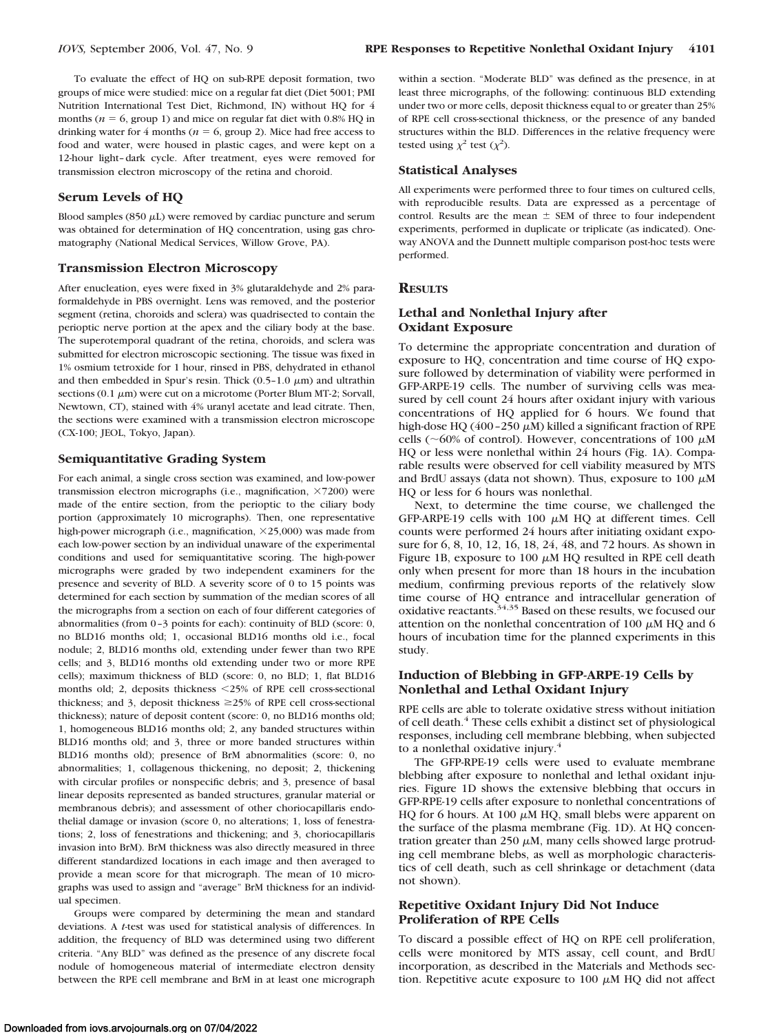To evaluate the effect of HQ on sub-RPE deposit formation, two groups of mice were studied: mice on a regular fat diet (Diet 5001; PMI Nutrition International Test Diet, Richmond, IN) without HQ for 4 months ($n = 6$, group 1) and mice on regular fat diet with 0.8% HQ in drinking water for 4 months ($n = 6$, group 2). Mice had free access to food and water, were housed in plastic cages, and were kept on a 12-hour light–dark cycle. After treatment, eyes were removed for transmission electron microscopy of the retina and choroid.

## Serum Levels of HQ

Blood samples (850 μL) were removed by cardiac puncture and serum was obtained for determination of HQ concentration, using gas chromatography (National Medical Services, Willow Grove, PA).

## Transmission Electron Microscopy

After enucleation, eyes were fixed in 3% glutaraldehyde and 2% paraformaldehyde in PBS overnight. Lens was removed, and the posterior segment (retina, choroids and sclera) was quadrisected to contain the perioptic nerve portion at the apex and the ciliary body at the base. The superotemporal quadrant of the retina, choroids, and sclera was submitted for electron microscopic sectioning. The tissue was fixed in 1% osmium tetroxide for 1 hour, rinsed in PBS, dehydrated in ethanol and then embedded in Spur's resin. Thick (0.5–1.0 μm) and ultrathin sections (0.1 μm) were cut on a microtome (Porter Blum MT-2; Sorvall, Newtown, CT), stained with 4% uranyl acetate and lead citrate. Then, the sections were examined with a transmission electron microscope (CX-100; JEOL, Tokyo, Japan).

## Semiquantitative Grading System

For each animal, a single cross section was examined, and low-power transmission electron micrographs (i.e., magnification, ×7200) were made of the entire section, from the perioptic to the ciliary body portion (approximately 10 micrographs). Then, one representative high-power micrograph (i.e., magnification, ×25,000) was made from each low-power section by an individual unaware of the experimental conditions and used for semiquantitative scoring. The high-power micrographs were graded by two independent examiners for the presence and severity of BLD. A severity score of 0 to 15 points was determined for each section by summation of the median scores of all the micrographs from a section on each of four different categories of abnormalities (from 0–3 points for each): continuity of BLD (score: 0, no BLD16 months old; 1, occasional BLD16 months old i.e., focal nodule; 2, BLD16 months old, extending under fewer than two RPE cells; and 3, BLD16 months old extending under two or more RPE cells); maximum thickness of BLD (score: 0, no BLD; 1, flat BLD16 months old; 2, deposits thickness <25% of RPE cell cross-sectional thickness; and 3, deposit thickness ≥25% of RPE cell cross-sectional thickness); nature of deposit content (score: 0, no BLD16 months old; 1, homogeneous BLD16 months old; 2, any banded structures within BLD16 months old; and 3, three or more banded structures within BLD16 months old); presence of BrM abnormalities (score: 0, no abnormalities; 1, collagenous thickening, no deposit; 2, thickening with circular profiles or nonspecific debris; and 3, presence of basal linear deposits represented as banded structures, granular material or membranous debris); and assessment of other choriocapillaris endothelial damage or invasion (score 0, no alterations; 1, loss of fenestrations; 2, loss of fenestrations and thickening; and 3, choriocapillaris invasion into BrM). BrM thickness was also directly measured in three different standardized locations in each image and then averaged to provide a mean score for that micrograph. The mean of 10 micrographs was used to assign and "average" BrM thickness for an individual specimen.

Groups were compared by determining the mean and standard deviations. A *t*-test was used for statistical analysis of differences. In addition, the frequency of BLD was determined using two different criteria. "Any BLD" was defined as the presence of any discrete focal nodule of homogeneous material of intermediate electron density between the RPE cell membrane and BrM in at least one micrograph within a section. "Moderate BLD" was defined as the presence, in at least three micrographs, of the following: continuous BLD extending under two or more cells, deposit thickness equal to or greater than 25% of RPE cell cross-sectional thickness, or the presence of any banded structures within the BLD. Differences in the relative frequency were tested using $\chi^2$ test ($\chi^2$).

## Statistical Analyses

All experiments were performed three to four times on cultured cells, with reproducible results. Data are expressed as a percentage of control. Results are the mean ± SEM of three to four independent experiments, performed in duplicate or triplicate (as indicated). One-way ANOVA and the Dunnett multiple comparison post-hoc tests were performed.

# Results

## Lethal and Nonlethal Injury after Oxidant Exposure

To determine the appropriate concentration and duration of exposure to HQ, concentration and time course of HQ exposure followed by determination of viability were performed in GFP-ARPE-19 cells. The number of surviving cells was measured by cell count 24 hours after oxidant injury with various concentrations of HQ applied for 6 hours. We found that high-dose HQ (400–250 μM) killed a significant fraction of RPE cells (~60% of control). However, concentrations of 100 μM HQ or less were nonlethal within 24 hours (Fig. 1A). Comparable results were observed for cell viability measured by MTS and BrdU assays (data not shown). Thus, exposure to 100 μM HQ or less for 6 hours was nonlethal.

Next, to determine the time course, we challenged the GFP-ARPE-19 cells with 100 μM HQ at different times. Cell counts were performed 24 hours after initiating oxidant exposure for 6, 8, 10, 12, 16, 18, 24, 48, and 72 hours. As shown in Figure 1B, exposure to 100 μM HQ resulted in RPE cell death only when present for more than 18 hours in the incubation medium, confirming previous reports of the relatively slow time course of HQ entrance and intracellular generation of oxidative reactants.[34,35] Based on these results, we focused our attention on the nonlethal concentration of 100 μM HQ and 6 hours of incubation time for the planned experiments in this study.

## Induction of Blebbing in GFP-ARPE-19 Cells by Nonlethal and Lethal Oxidant Injury

RPE cells are able to tolerate oxidative stress without initiation of cell death.[4] These cells exhibit a distinct set of physiological responses, including cell membrane blebbing, when subjected to a nonlethal oxidative injury.[4]

The GFP-RPE-19 cells were used to evaluate membrane blebbing after exposure to nonlethal and lethal oxidant injuries. Figure 1D shows the extensive blebbing that occurs in GFP-RPE-19 cells after exposure to nonlethal concentrations of HQ for 6 hours. At 100 μM HQ, small blebs were apparent on the surface of the plasma membrane (Fig. 1D). At HQ concentration greater than 250 μM, many cells showed large protruding cell membrane blebs, as well as morphologic characteristics of cell death, such as cell shrinkage or detachment (data not shown).

## Repetitive Oxidant Injury Did Not Induce Proliferation of RPE Cells

To discard a possible effect of HQ on RPE cell proliferation, cells were monitored by MTS assay, cell count, and BrdU incorporation, as described in the Materials and Methods section. Repetitive acute exposure to 100 μM HQ did not affect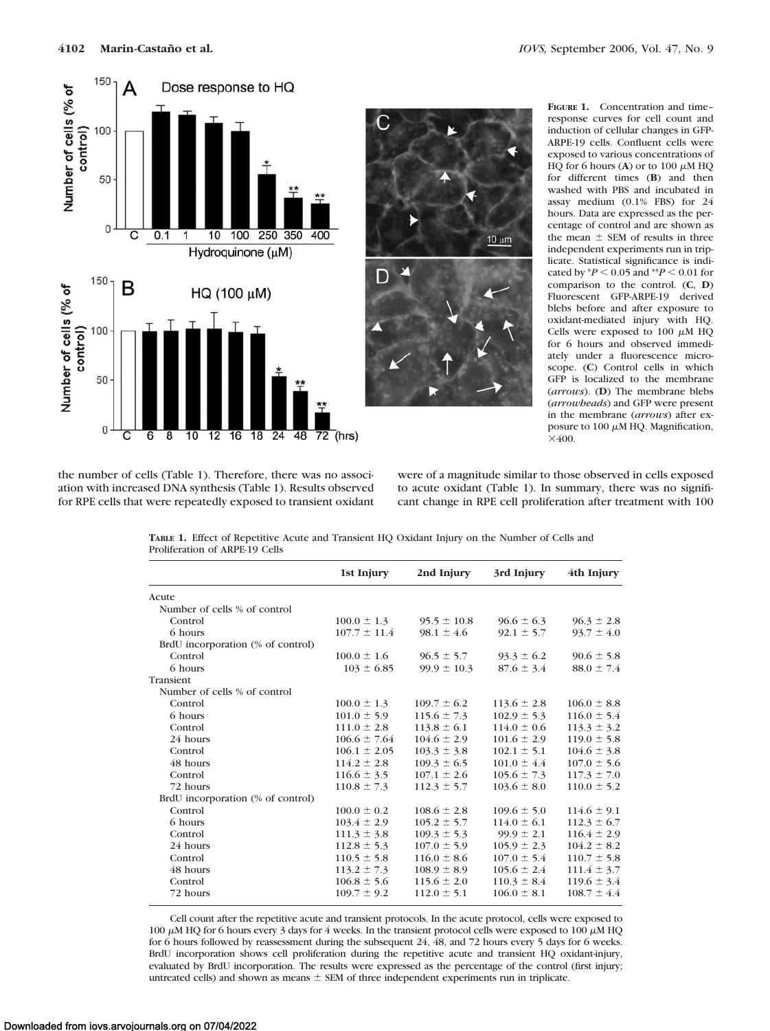**Figure 1.** Concentration and time–response curves for cell count and induction of cellular changes in GFP-ARPE-19 cells. Confluent cells were exposed to various concentrations of HQ for 6 hours (**A**) or to 100 μM HQ for different times (**B**) and then washed with PBS and incubated in assay medium (0.1% FBS) for 24 hours. Data are expressed as the percentage of control and are shown as the mean ± SEM of results in three independent experiments run in triplicate. Statistical significance is indicated by *$P < 0.05$ and **$P < 0.01$ for comparison to the control. (**C**, **D**) Fluorescent GFP-ARPE-19 derived blebs before and after exposure to oxidant-mediated injury with HQ. Cells were exposed to 100 μM HQ for 6 hours and observed immediately under a fluorescence microscope. (**C**) Control cells in which GFP is localized to the membrane (*arrows*). (**D**) The membrane blebs (*arrowheads*) and GFP were present in the membrane (*arrows*) after exposure to 100 μM HQ. Magnification, ×400.

the number of cells (Table 1). Therefore, there was no association with increased DNA synthesis (Table 1). Results observed for RPE cells that were repeatedly exposed to transient oxidant were of a magnitude similar to those observed in cells exposed to acute oxidant (Table 1). In summary, there was no significant change in RPE cell proliferation after treatment with 100

**Table 1.** Effect of Repetitive Acute and Transient HQ Oxidant Injury on the Number of Cells and Proliferation of ARPE-19 Cells

| | 1st Injury | 2nd Injury | 3rd Injury | 4th Injury |
|---|---|---|---|---|
| Acute | | | | |
| Number of cells % of control | | | | |
| Control | 100.0 ± 1.3 | 95.5 ± 10.8 | 96.6 ± 6.3 | 96.3 ± 2.8 |
| 6 hours | 107.7 ± 11.4 | 98.1 ± 4.6 | 92.1 ± 5.7 | 93.7 ± 4.0 |
| BrdU incorporation (% of control) | | | | |
| Control | 100.0 ± 1.6 | 96.5 ± 5.7 | 93.3 ± 6.2 | 90.6 ± 5.8 |
| 6 hours | 103 ± 6.85 | 99.9 ± 10.3 | 87.6 ± 3.4 | 88.0 ± 7.4 |
| Transient | | | | |
| Number of cells % of control | | | | |
| Control | 100.0 ± 1.3 | 109.7 ± 6.2 | 113.6 ± 2.8 | 106.0 ± 8.8 |
| 6 hours | 101.0 ± 5.9 | 115.6 ± 7.3 | 102.9 ± 5.3 | 116.0 ± 5.4 |
| Control | 111.0 ± 2.8 | 113.8 ± 6.1 | 114.0 ± 0.6 | 113.3 ± 3.2 |
| 24 hours | 106.6 ± 7.64 | 104.6 ± 2.9 | 101.6 ± 2.9 | 119.0 ± 5.8 |
| Control | 106.1 ± 2.05 | 103.3 ± 3.8 | 102.1 ± 5.1 | 104.6 ± 3.8 |
| 48 hours | 114.2 ± 2.8 | 109.3 ± 6.5 | 101.0 ± 4.4 | 107.0 ± 5.6 |
| Control | 116.6 ± 3.5 | 107.1 ± 2.6 | 105.6 ± 7.3 | 117.3 ± 7.0 |
| 72 hours | 110.8 ± 7.3 | 112.3 ± 5.7 | 103.6 ± 8.0 | 110.0 ± 5.2 |
| BrdU incorporation (% of control) | | | | |
| Control | 100.0 ± 0.2 | 108.6 ± 2.8 | 109.6 ± 5.0 | 114.6 ± 9.1 |
| 6 hours | 103.4 ± 2.9 | 105.2 ± 5.7 | 114.0 ± 6.1 | 112.3 ± 6.7 |
| Control | 111.3 ± 3.8 | 109.3 ± 5.3 | 99.9 ± 2.1 | 116.4 ± 2.9 |
| 24 hours | 112.8 ± 5.3 | 107.0 ± 5.9 | 105.9 ± 2.3 | 104.2 ± 8.2 |
| Control | 110.5 ± 5.8 | 116.0 ± 8.6 | 107.0 ± 5.4 | 110.7 ± 5.8 |
| 48 hours | 113.2 ± 7.3 | 108.9 ± 8.9 | 105.6 ± 2.4 | 111.4 ± 3.7 |
| Control | 106.8 ± 5.6 | 115.6 ± 2.0 | 110.3 ± 8.4 | 119.6 ± 3.4 |
| 72 hours | 109.7 ± 9.2 | 112.0 ± 5.1 | 106.0 ± 8.1 | 108.7 ± 4.4 |

Cell count after the repetitive acute and transient protocols. In the acute protocol, cells were exposed to 100 μM HQ for 6 hours every 3 days for 4 weeks. In the transient protocol cells were exposed to 100 μM HQ for 6 hours followed by reassessment during the subsequent 24, 48, and 72 hours every 5 days for 6 weeks. BrdU incorporation shows cell proliferation during the repetitive acute and transient HQ oxidant-injury, evaluated by BrdU incorporation. The results were expressed as the percentage of the control (first injury; untreated cells) and shown as means ± SEM of three independent experiments run in triplicate.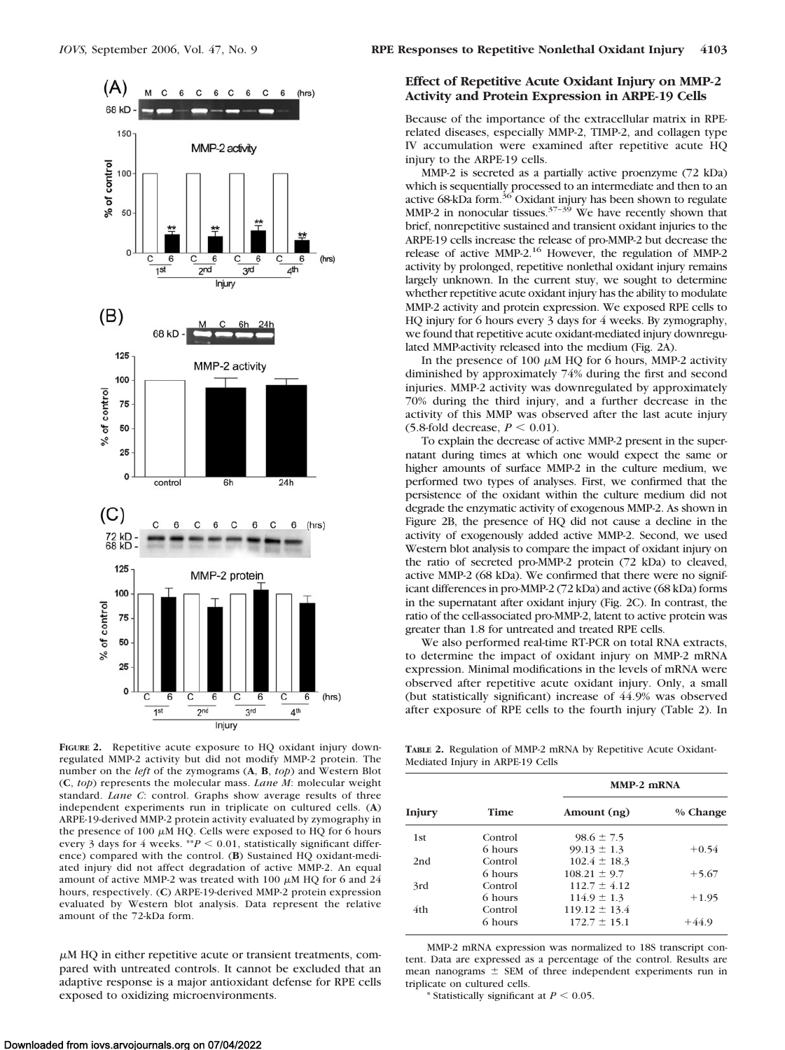## Effect of Repetitive Acute Oxidant Injury on MMP-2 Activity and Protein Expression in ARPE-19 Cells

Because of the importance of the extracellular matrix in RPE-related diseases, especially MMP-2, TIMP-2, and collagen type IV accumulation were examined after repetitive acute HQ injury to the ARPE-19 cells.

MMP-2 is secreted as a partially active proenzyme (72 kDa) which is sequentially processed to an intermediate and then to an active 68-kDa form.[36] Oxidant injury has been shown to regulate MMP-2 in nonocular tissues.[37-39] We have recently shown that brief, nonrepetitive sustained and transient oxidant injuries to the ARPE-19 cells increase the release of pro-MMP-2 but decrease the release of active MMP-2.[16] However, the regulation of MMP-2 activity by prolonged, repetitive nonlethal oxidant injury remains largely unknown. In the current stuy, we sought to determine whether repetitive acute oxidant injury has the ability to modulate MMP-2 activity and protein expression. We exposed RPE cells to HQ injury for 6 hours every 3 days for 4 weeks. By zymography, we found that repetitive acute oxidant-mediated injury downregulated MMP-activity released into the medium (Fig. 2A).

In the presence of 100 $\mu$M HQ for 6 hours, MMP-2 activity diminished by approximately 74% during the first and second injuries. MMP-2 activity was downregulated by approximately 70% during the third injury, and a further decrease in the activity of this MMP was observed after the last acute injury (5.8-fold decrease, $P < 0.01$).

To explain the decrease of active MMP-2 present in the supernatant during times at which one would expect the same or higher amounts of surface MMP-2 in the culture medium, we performed two types of analyses. First, we confirmed that the persistence of the oxidant within the culture medium did not degrade the enzymatic activity of exogenous MMP-2. As shown in Figure 2B, the presence of HQ did not cause a decline in the activity of exogenously added active MMP-2. Second, we used Western blot analysis to compare the impact of oxidant injury on the ratio of secreted pro-MMP-2 protein (72 kDa) to cleaved, active MMP-2 (68 kDa). We confirmed that there were no significant differences in pro-MMP-2 (72 kDa) and active (68 kDa) forms in the supernatant after oxidant injury (Fig. 2C). In contrast, the ratio of the cell-associated pro-MMP-2, latent to active protein was greater than 1.8 for untreated and treated RPE cells.

We also performed real-time RT-PCR on total RNA extracts, to determine the impact of oxidant injury on MMP-2 mRNA expression. Minimal modifications in the levels of mRNA were observed after repetitive acute oxidant injury. Only, a small (but statistically significant) increase of 44.9% was observed after exposure of RPE cells to the fourth injury (Table 2). In

**Figure 2.** Repetitive acute exposure to HQ oxidant injury downregulated MMP-2 activity but did not modify MMP-2 protein. The number on the *left* of the zymograms (**A**, **B**, *top*) and Western Blot (**C**, *top*) represents the molecular mass. *Lane M*: molecular weight standard. *Lane C*: control. Graphs show average results of three independent experiments run in triplicate on cultured cells. (**A**) ARPE-19-derived MMP-2 protein activity evaluated by zymography in the presence of 100 $\mu$M HQ. Cells were exposed to HQ for 6 hours every 3 days for 4 weeks. $^{**}P < 0.01$, statistically significant difference) compared with the control. (**B**) Sustained HQ oxidant-mediated injury did not affect degradation of active MMP-2. An equal amount of active MMP-2 was treated with 100 $\mu$M HQ for 6 and 24 hours, respectively. (**C**) ARPE-19-derived MMP-2 protein expression evaluated by Western blot analysis. Data represent the relative amount of the 72-kDa form.

$\mu$M HQ in either repetitive acute or transient treatments, compared with untreated controls. It cannot be excluded that an adaptive response is a major antioxidant defense for RPE cells exposed to oxidizing microenvironments.

**Table 2.** Regulation of MMP-2 mRNA by Repetitive Acute Oxidant-Mediated Injury in ARPE-19 Cells

| | | MMP-2 mRNA | |
|---|---|---|---|
| Injury | Time | Amount (ng) | % Change |
| 1st | Control | 98.6 ± 7.5 | |
| | 6 hours | 99.13 ± 1.3 | +0.54 |
| 2nd | Control | 102.4 ± 18.3 | |
| | 6 hours | 108.21 ± 9.7 | +5.67 |
| 3rd | Control | 112.7 ± 4.12 | |
| | 6 hours | 114.9 ± 1.3 | +1.95 |
| 4th | Control | 119.12 ± 13.4 | |
| | 6 hours | 172.7 ± 15.1 | +44.9 |

MMP-2 mRNA expression was normalized to 18S transcript content. Data are expressed as a percentage of the control. Results are mean nanograms ± SEM of three independent experiments run in triplicate on cultured cells.

\* Statistically significant at $P < 0.05$.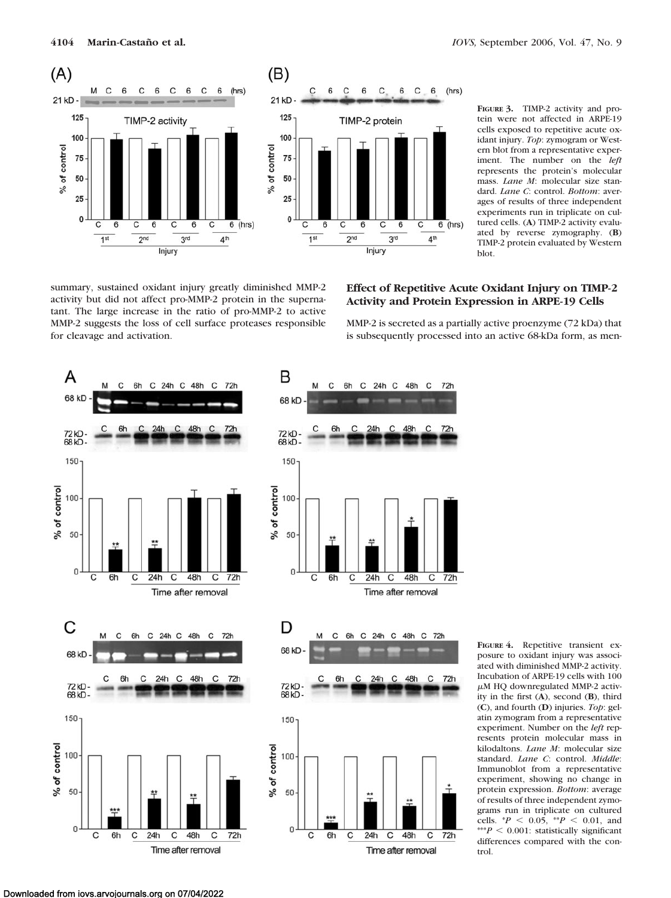**Figure 3.** TIMP-2 activity and protein were not affected in ARPE-19 cells exposed to repetitive acute oxidant injury. *Top*: zymogram or Western blot from a representative experiment. The number on the *left* represents the protein's molecular mass. *Lane M*: molecular size standard. *Lane C*: control. *Bottom*: averages of results of three independent experiments run in triplicate on cultured cells. (**A**) TIMP-2 activity evaluated by reverse zymography. (**B**) TIMP-2 protein evaluated by Western blot.

summary, sustained oxidant injury greatly diminished MMP-2 activity but did not affect pro-MMP-2 protein in the supernatant. The large increase in the ratio of pro-MMP-2 to active MMP-2 suggests the loss of cell surface proteases responsible for cleavage and activation.

### Effect of Repetitive Acute Oxidant Injury on TIMP-2 Activity and Protein Expression in ARPE-19 Cells

MMP-2 is secreted as a partially active proenzyme (72 kDa) that is subsequently processed into an active 68-kDa form, as men-

**Figure 4.** Repetitive transient exposure to oxidant injury was associated with diminished MMP-2 activity. Incubation of ARPE-19 cells with 100 μM HQ downregulated MMP-2 activity in the first (**A**), second (**B**), third (**C**), and fourth (**D**) injuries. *Top*: gelatin zymogram from a representative experiment. Number on the *left* represents protein molecular mass in kilodaltons. *Lane M*: molecular size standard. *Lane C*: control. *Middle*: Immunoblot from a representative experiment, showing no change in protein expression. *Bottom*: average of results of three independent zymograms run in triplicate on cultured cells. \*$P < 0.05$, \*\*$P < 0.01$, and \*\*\*$P < 0.001$: statistically significant differences compared with the control.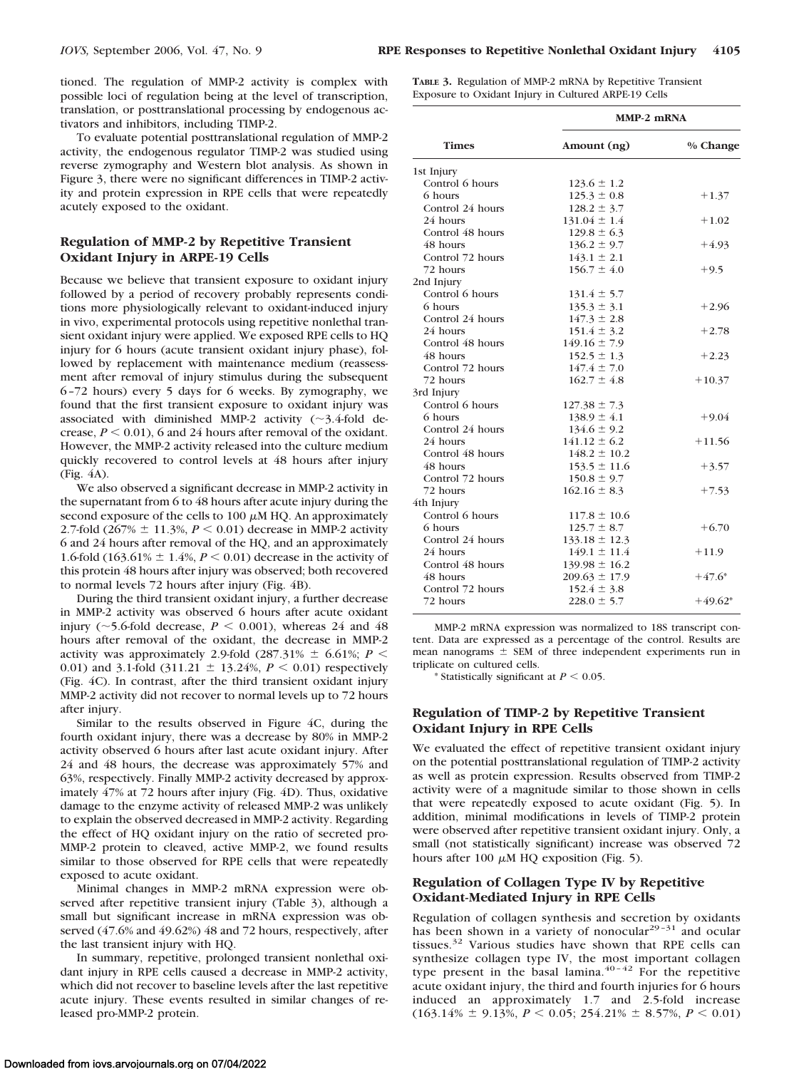tioned. The regulation of MMP-2 activity is complex with possible loci of regulation being at the level of transcription, translation, or posttranslational processing by endogenous activators and inhibitors, including TIMP-2.

To evaluate potential posttranslational regulation of MMP-2 activity, the endogenous regulator TIMP-2 was studied using reverse zymography and Western blot analysis. As shown in Figure 3, there were no significant differences in TIMP-2 activity and protein expression in RPE cells that were repeatedly acutely exposed to the oxidant.

### Regulation of MMP-2 by Repetitive Transient Oxidant Injury in ARPE-19 Cells

Because we believe that transient exposure to oxidant injury followed by a period of recovery probably represents conditions more physiologically relevant to oxidant-induced injury in vivo, experimental protocols using repetitive nonlethal transient oxidant injury were applied. We exposed RPE cells to HQ injury for 6 hours (acute transient oxidant injury phase), followed by replacement with maintenance medium (reassessment after removal of injury stimulus during the subsequent 6–72 hours) every 5 days for 6 weeks. By zymography, we found that the first transient exposure to oxidant injury was associated with diminished MMP-2 activity (~3.4-fold decrease, $P < 0.01$), 6 and 24 hours after removal of the oxidant. However, the MMP-2 activity released into the culture medium quickly recovered to control levels at 48 hours after injury (Fig. 4A).

We also observed a significant decrease in MMP-2 activity in the supernatant from 6 to 48 hours after acute injury during the second exposure of the cells to 100 μM HQ. An approximately 2.7-fold (267% ± 11.3%, $P < 0.01$) decrease in MMP-2 activity 6 and 24 hours after removal of the HQ, and an approximately 1.6-fold (163.61% ± 1.4%, $P < 0.01$) decrease in the activity of this protein 48 hours after injury was observed; both recovered to normal levels 72 hours after injury (Fig. 4B).

During the third transient oxidant injury, a further decrease in MMP-2 activity was observed 6 hours after acute oxidant injury (~5.6-fold decrease, $P < 0.001$), whereas 24 and 48 hours after removal of the oxidant, the decrease in MMP-2 activity was approximately 2.9-fold (287.31% ± 6.61%; $P < 0.01$) and 3.1-fold (311.21 ± 13.24%, $P < 0.01$) respectively (Fig. 4C). In contrast, after the third transient oxidant injury MMP-2 activity did not recover to normal levels up to 72 hours after injury.

Similar to the results observed in Figure 4C, during the fourth oxidant injury, there was a decrease by 80% in MMP-2 activity observed 6 hours after last acute oxidant injury. After 24 and 48 hours, the decrease was approximately 57% and 63%, respectively. Finally MMP-2 activity decreased by approximately 47% at 72 hours after injury (Fig. 4D). Thus, oxidative damage to the enzyme activity of released MMP-2 was unlikely to explain the observed decreased in MMP-2 activity. Regarding the effect of HQ oxidant injury on the ratio of secreted pro-MMP-2 protein to cleaved, active MMP-2, we found results similar to those observed for RPE cells that were repeatedly exposed to acute oxidant.

Minimal changes in MMP-2 mRNA expression were observed after repetitive transient injury (Table 3), although a small but significant increase in mRNA expression was observed (47.6% and 49.62%) 48 and 72 hours, respectively, after the last transient injury with HQ.

In summary, repetitive, prolonged transient nonlethal oxidant injury in RPE cells caused a decrease in MMP-2 activity, which did not recover to baseline levels after the last repetitive acute injury. These events resulted in similar changes of released pro-MMP-2 protein.

**TABLE 3.** Regulation of MMP-2 mRNA by Repetitive Transient Exposure to Oxidant Injury in Cultured ARPE-19 Cells

| Times | MMP-2 mRNA Amount (ng) | MMP-2 mRNA % Change |
|---|---|---|
| 1st Injury | | |
| Control 6 hours | 123.6 ± 1.2 | |
| 6 hours | 125.3 ± 0.8 | +1.37 |
| Control 24 hours | 128.2 ± 3.7 | |
| 24 hours | 131.04 ± 1.4 | +1.02 |
| Control 48 hours | 129.8 ± 6.3 | |
| 48 hours | 136.2 ± 9.7 | +4.93 |
| Control 72 hours | 143.1 ± 2.1 | |
| 72 hours | 156.7 ± 4.0 | +9.5 |
| 2nd Injury | | |
| Control 6 hours | 131.4 ± 5.7 | |
| 6 hours | 135.3 ± 3.1 | +2.96 |
| Control 24 hours | 147.3 ± 2.8 | |
| 24 hours | 151.4 ± 3.2 | +2.78 |
| Control 48 hours | 149.16 ± 7.9 | |
| 48 hours | 152.5 ± 1.3 | +2.23 |
| Control 72 hours | 147.4 ± 7.0 | |
| 72 hours | 162.7 ± 4.8 | +10.37 |
| 3rd Injury | | |
| Control 6 hours | 127.38 ± 7.3 | |
| 6 hours | 138.9 ± 4.1 | +9.04 |
| Control 24 hours | 134.6 ± 9.2 | |
| 24 hours | 141.12 ± 6.2 | +11.56 |
| Control 48 hours | 148.2 ± 10.2 | |
| 48 hours | 153.5 ± 11.6 | +3.57 |
| Control 72 hours | 150.8 ± 9.7 | |
| 72 hours | 162.16 ± 8.3 | +7.53 |
| 4th Injury | | |
| Control 6 hours | 117.8 ± 10.6 | |
| 6 hours | 125.7 ± 8.7 | +6.70 |
| Control 24 hours | 133.18 ± 12.3 | |
| 24 hours | 149.1 ± 11.4 | +11.9 |
| Control 48 hours | 139.98 ± 16.2 | |
| 48 hours | 209.63 ± 17.9 | +47.6* |
| Control 72 hours | 152.4 ± 3.8 | |
| 72 hours | 228.0 ± 5.7 | +49.62* |

MMP-2 mRNA expression was normalized to 18S transcript content. Data are expressed as a percentage of the control. Results are mean nanograms ± SEM of three independent experiments run in triplicate on cultured cells.

* Statistically significant at $P < 0.05$.

### Regulation of TIMP-2 by Repetitive Transient Oxidant Injury in RPE Cells

We evaluated the effect of repetitive transient oxidant injury on the potential posttranslational regulation of TIMP-2 activity as well as protein expression. Results observed from TIMP-2 activity were of a magnitude similar to those shown in cells that were repeatedly exposed to acute oxidant (Fig. 5). In addition, minimal modifications in levels of TIMP-2 protein were observed after repetitive transient oxidant injury. Only, a small (not statistically significant) increase was observed 72 hours after 100 μM HQ exposition (Fig. 5).

### Regulation of Collagen Type IV by Repetitive Oxidant-Mediated Injury in RPE Cells

Regulation of collagen synthesis and secretion by oxidants has been shown in a variety of nonocular[29–31] and ocular tissues.[32] Various studies have shown that RPE cells can synthesize collagen type IV, the most important collagen type present in the basal lamina.[40–42] For the repetitive acute oxidant injury, the third and fourth injuries for 6 hours induced an approximately 1.7 and 2.5-fold increase (163.14% ± 9.13%, $P < 0.05$; 254.21% ± 8.57%, $P < 0.01$)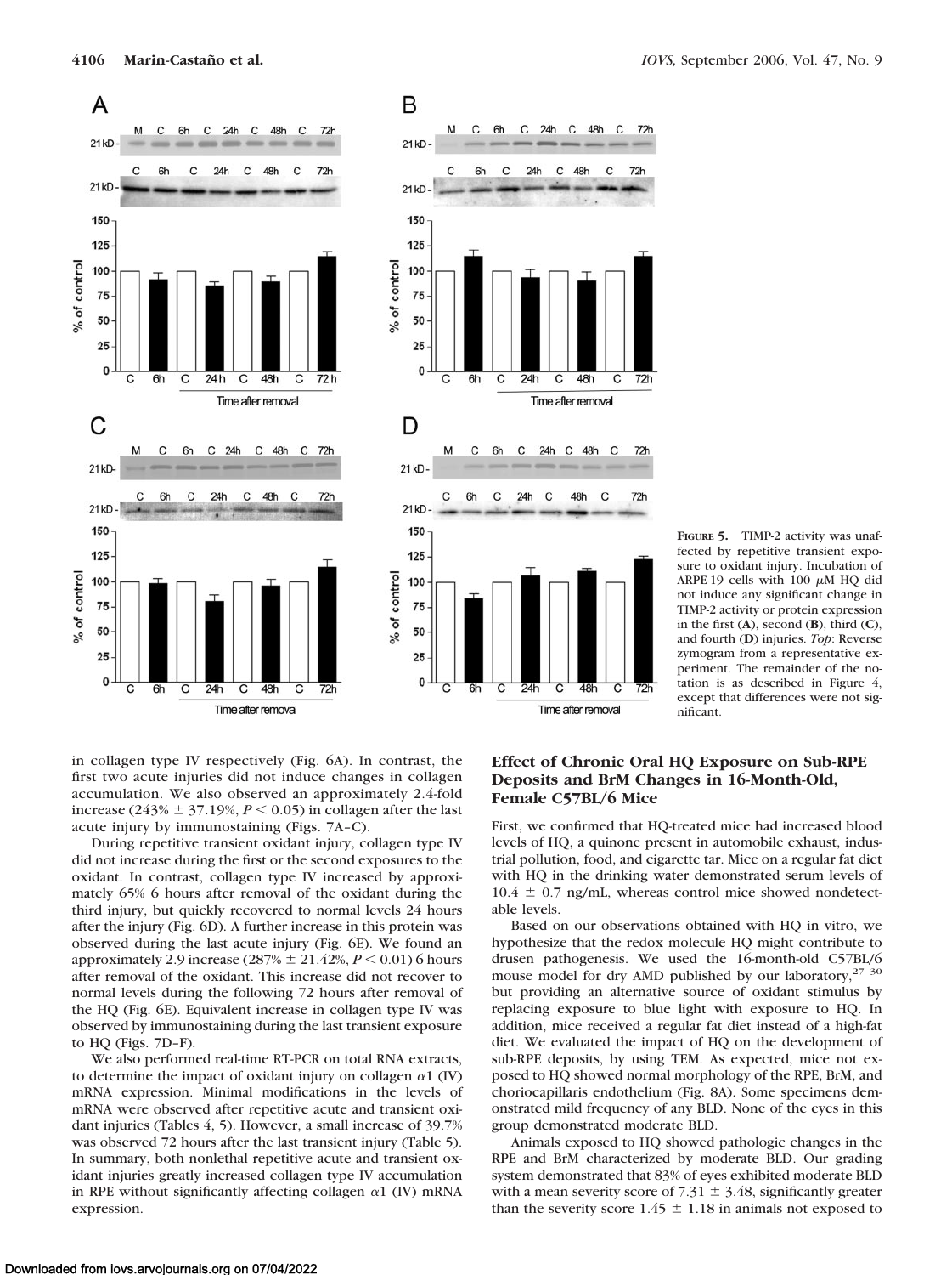FIGURE 5. TIMP-2 activity was unaffected by repetitive transient exposure to oxidant injury. Incubation of ARPE-19 cells with 100 μM HQ did not induce any significant change in TIMP-2 activity or protein expression in the first (**A**), second (**B**), third (**C**), and fourth (**D**) injuries. *Top*: Reverse zymogram from a representative experiment. The remainder of the notation is as described in Figure 4, except that differences were not significant.

in collagen type IV respectively (Fig. 6A). In contrast, the first two acute injuries did not induce changes in collagen accumulation. We also observed an approximately 2.4-fold increase (243% ± 37.19%, $P < 0.05$) in collagen after the last acute injury by immunostaining (Figs. 7A–C).

During repetitive transient oxidant injury, collagen type IV did not increase during the first or the second exposures to the oxidant. In contrast, collagen type IV increased by approximately 65% 6 hours after removal of the oxidant during the third injury, but quickly recovered to normal levels 24 hours after the injury (Fig. 6D). A further increase in this protein was observed during the last acute injury (Fig. 6E). We found an approximately 2.9 increase (287% ± 21.42%, $P < 0.01$) 6 hours after removal of the oxidant. This increase did not recover to normal levels during the following 72 hours after removal of the HQ (Fig. 6E). Equivalent increase in collagen type IV was observed by immunostaining during the last transient exposure to HQ (Figs. 7D–F).

We also performed real-time RT-PCR on total RNA extracts, to determine the impact of oxidant injury on collagen α1 (IV) mRNA expression. Minimal modifications in the levels of mRNA were observed after repetitive acute and transient oxidant injuries (Tables 4, 5). However, a small increase of 39.7% was observed 72 hours after the last transient injury (Table 5). In summary, both nonlethal repetitive acute and transient oxidant injuries greatly increased collagen type IV accumulation in RPE without significantly affecting collagen α1 (IV) mRNA expression.

### Effect of Chronic Oral HQ Exposure on Sub-RPE Deposits and BrM Changes in 16-Month-Old, Female C57BL/6 Mice

First, we confirmed that HQ-treated mice had increased blood levels of HQ, a quinone present in automobile exhaust, industrial pollution, food, and cigarette tar. Mice on a regular fat diet with HQ in the drinking water demonstrated serum levels of 10.4 ± 0.7 ng/mL, whereas control mice showed nondetectable levels.

Based on our observations obtained with HQ in vitro, we hypothesize that the redox molecule HQ might contribute to drusen pathogenesis. We used the 16-month-old C57BL/6 mouse model for dry AMD published by our laboratory,[27–30] but providing an alternative source of oxidant stimulus by replacing exposure to blue light with exposure to HQ. In addition, mice received a regular fat diet instead of a high-fat diet. We evaluated the impact of HQ on the development of sub-RPE deposits, by using TEM. As expected, mice not exposed to HQ showed normal morphology of the RPE, BrM, and choriocapillaris endothelium (Fig. 8A). Some specimens demonstrated mild frequency of any BLD. None of the eyes in this group demonstrated moderate BLD.

Animals exposed to HQ showed pathologic changes in the RPE and BrM characterized by moderate BLD. Our grading system demonstrated that 83% of eyes exhibited moderate BLD with a mean severity score of 7.31 ± 3.48, significantly greater than the severity score 1.45 ± 1.18 in animals not exposed to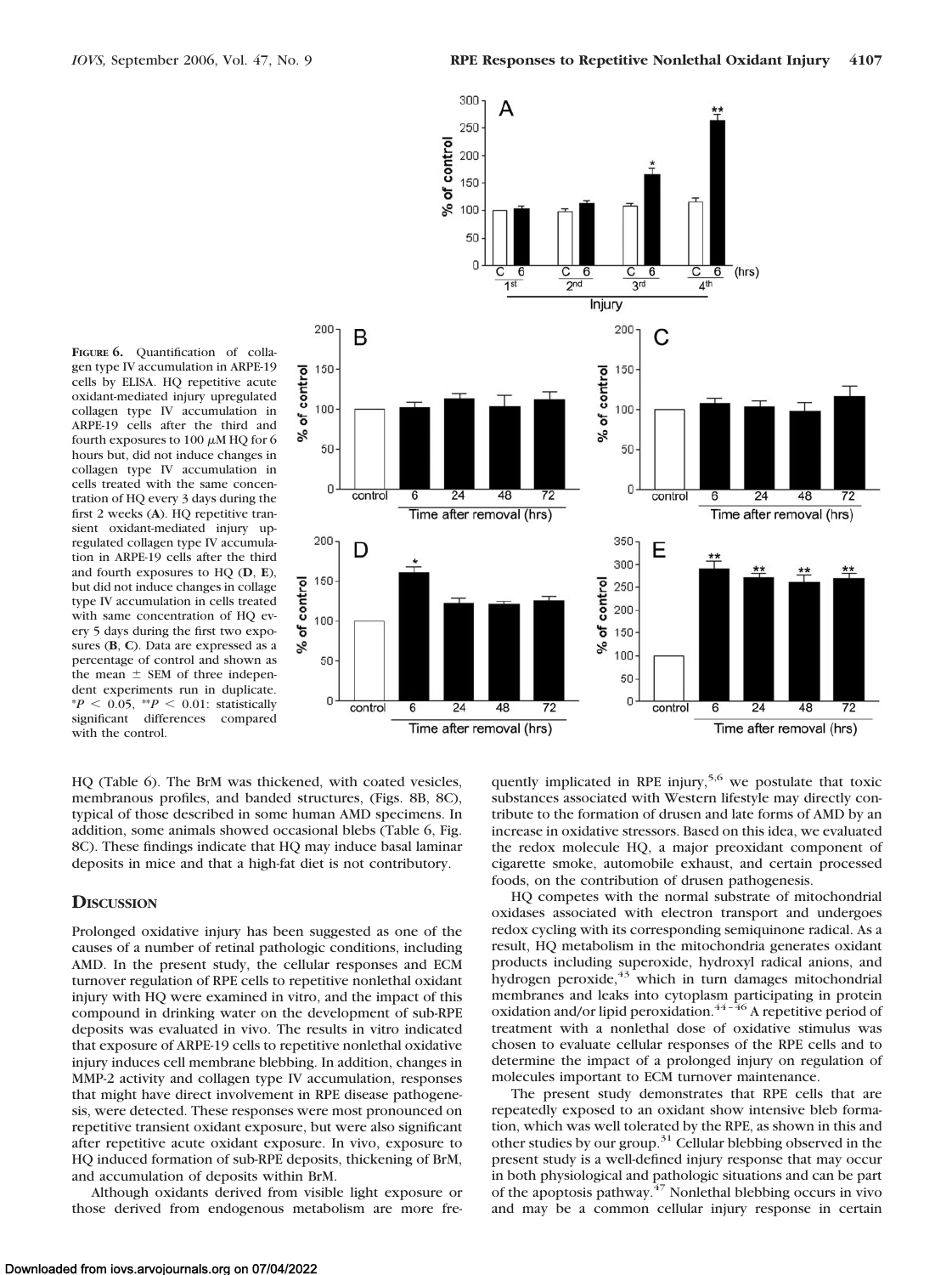**Figure 6.** Quantification of collagen type IV accumulation in ARPE-19 cells by ELISA. HQ repetitive acute oxidant-mediated injury upregulated collagen type IV accumulation in ARPE-19 cells after the third and fourth exposures to 100 $\mu$M HQ for 6 hours but, did not induce changes in collagen type IV accumulation in cells treated with the same concentration of HQ every 3 days during the first 2 weeks (**A**). HQ repetitive transient oxidant-mediated injury upregulated collagen type IV accumulation in ARPE-19 cells after the third and fourth exposures to HQ (**D**, **E**), but did not induce changes in collage type IV accumulation in cells treated with same concentration of HQ every 5 days during the first two exposures (**B**, **C**). Data are expressed as a percentage of control and shown as the mean ± SEM of three independent experiments run in duplicate. \*$P < 0.05$, \*\*$P < 0.01$: statistically significant differences compared with the control.

HQ (Table 6). The BrM was thickened, with coated vesicles, membranous profiles, and banded structures, (Figs. 8B, 8C), typical of those described in some human AMD specimens. In addition, some animals showed occasional blebs (Table 6, Fig. 8C). These findings indicate that HQ may induce basal laminar deposits in mice and that a high-fat diet is not contributory.

## Discussion

Prolonged oxidative injury has been suggested as one of the causes of a number of retinal pathologic conditions, including AMD. In the present study, the cellular responses and ECM turnover regulation of RPE cells to repetitive nonlethal oxidant injury with HQ were examined in vitro, and the impact of this compound in drinking water on the development of sub-RPE deposits was evaluated in vivo. The results in vitro indicated that exposure of ARPE-19 cells to repetitive nonlethal oxidative injury induces cell membrane blebbing. In addition, changes in MMP-2 activity and collagen type IV accumulation, responses that might have direct involvement in RPE disease pathogenesis, were detected. These responses were most pronounced on repetitive transient oxidant exposure, but were also significant after repetitive acute oxidant exposure. In vivo, exposure to HQ induced formation of sub-RPE deposits, thickening of BrM, and accumulation of deposits within BrM.

Although oxidants derived from visible light exposure or those derived from endogenous metabolism are more frequently implicated in RPE injury,[5,6] we postulate that toxic substances associated with Western lifestyle may directly contribute to the formation of drusen and late forms of AMD by an increase in oxidative stressors. Based on this idea, we evaluated the redox molecule HQ, a major preoxidant component of cigarette smoke, automobile exhaust, and certain processed foods, on the contribution of drusen pathogenesis.

HQ competes with the normal substrate of mitochondrial oxidases associated with electron transport and undergoes redox cycling with its corresponding semiquinone radical. As a result, HQ metabolism in the mitochondria generates oxidant products including superoxide, hydroxyl radical anions, and hydrogen peroxide,[43] which in turn damages mitochondrial membranes and leaks into cytoplasm participating in protein oxidation and/or lipid peroxidation.[44–46] A repetitive period of treatment with a nonlethal dose of oxidative stimulus was chosen to evaluate cellular responses of the RPE cells and to determine the impact of a prolonged injury on regulation of molecules important to ECM turnover maintenance.

The present study demonstrates that RPE cells that are repeatedly exposed to an oxidant show intensive bleb formation, which was well tolerated by the RPE, as shown in this and other studies by our group.[31] Cellular blebbing observed in the present study is a well-defined injury response that may occur in both physiological and pathologic situations and can be part of the apoptosis pathway.[47] Nonlethal blebbing occurs in vivo and may be a common cellular injury response in certain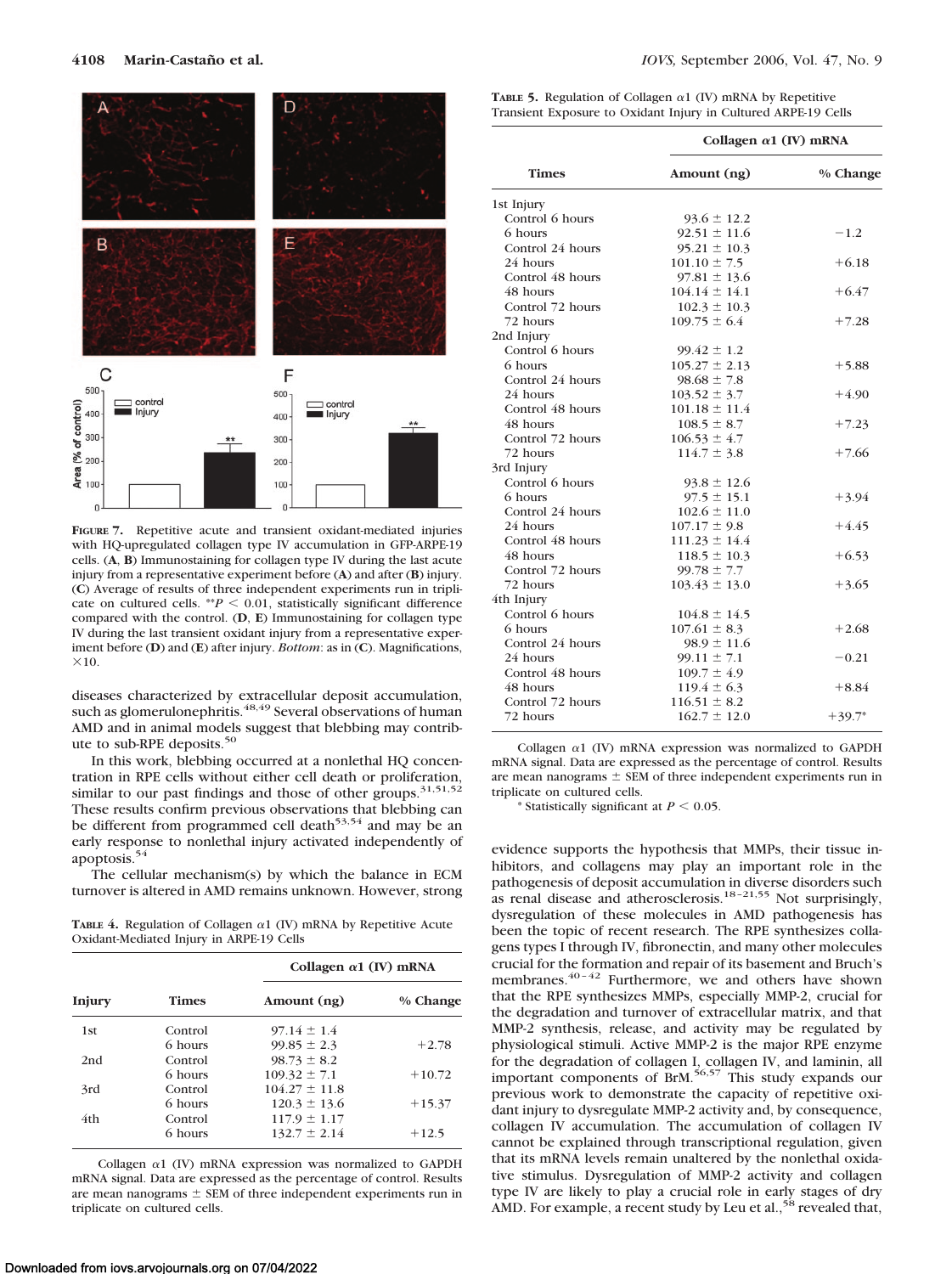**Figure 7.** Repetitive acute and transient oxidant-mediated injuries with HQ-upregulated collagen type IV accumulation in GFP-ARPE-19 cells. (**A**, **B**) Immunostaining for collagen type IV during the last acute injury from a representative experiment before (**A**) and after (**B**) injury. (**C**) Average of results of three independent experiments run in triplicate on cultured cells. **$P < 0.01$, statistically significant difference compared with the control. (**D**, **E**) Immunostaining for collagen type IV during the last transient oxidant injury from a representative experiment before (**D**) and (**E**) after injury. *Bottom*: as in (**C**). Magnifications, ×10.

diseases characterized by extracellular deposit accumulation, such as glomerulonephritis.[48,49] Several observations of human AMD and in animal models suggest that blebbing may contribute to sub-RPE deposits.[50]

In this work, blebbing occurred at a nonlethal HQ concentration in RPE cells without either cell death or proliferation, similar to our past findings and those of other groups.[31,51,52] These results confirm previous observations that blebbing can be different from programmed cell death[53,54] and may be an early response to nonlethal injury activated independently of apoptosis.[54]

The cellular mechanism(s) by which the balance in ECM turnover is altered in AMD remains unknown. However, strong evidence supports the hypothesis that MMPs, their tissue inhibitors, and collagens may play an important role in the pathogenesis of deposit accumulation in diverse disorders such as renal disease and atherosclerosis.[18–21,55] Not surprisingly, dysregulation of these molecules in AMD pathogenesis has been the topic of recent research. The RPE synthesizes collagens types I through IV, fibronectin, and many other molecules crucial for the formation and repair of its basement and Bruch's membranes.[40–42] Furthermore, we and others have shown that the RPE synthesizes MMPs, especially MMP-2, crucial for the degradation and turnover of extracellular matrix, and that MMP-2 synthesis, release, and activity may be regulated by physiological stimuli. Active MMP-2 is the major RPE enzyme for the degradation of collagen I, collagen IV, and laminin, all important components of BrM.[56,57] This study expands our previous work to demonstrate the capacity of repetitive oxidant injury to dysregulate MMP-2 activity and, by consequence, collagen IV accumulation. The accumulation of collagen IV cannot be explained through transcriptional regulation, given that its mRNA levels remain unaltered by the nonlethal oxidative stimulus. Dysregulation of MMP-2 activity and collagen type IV are likely to play a crucial role in early stages of dry AMD. For example, a recent study by Leu et al.,[58] revealed that,

**Table 4.** Regulation of Collagen α1 (IV) mRNA by Repetitive Acute Oxidant-Mediated Injury in ARPE-19 Cells

| Injury | Times | Collagen α1 (IV) mRNA | |
|---|---|---|---|
| | | Amount (ng) | % Change |
| 1st | Control | 97.14 ± 1.4 | |
| | 6 hours | 99.85 ± 2.3 | +2.78 |
| 2nd | Control | 98.73 ± 8.2 | |
| | 6 hours | 109.32 ± 7.1 | +10.72 |
| 3rd | Control | 104.27 ± 11.8 | |
| | 6 hours | 120.3 ± 13.6 | +15.37 |
| 4th | Control | 117.9 ± 1.17 | |
| | 6 hours | 132.7 ± 2.14 | +12.5 |

Collagen α1 (IV) mRNA expression was normalized to GAPDH mRNA signal. Data are expressed as the percentage of control. Results are mean nanograms ± SEM of three independent experiments run in triplicate on cultured cells.

**Table 5.** Regulation of Collagen α1 (IV) mRNA by Repetitive Transient Exposure to Oxidant Injury in Cultured ARPE-19 Cells

| Times | Collagen α1 (IV) mRNA | |
|---|---|---|
| | Amount (ng) | % Change |
| 1st Injury | | |
| Control 6 hours | 93.6 ± 12.2 | |
| 6 hours | 92.51 ± 11.6 | −1.2 |
| Control 24 hours | 95.21 ± 10.3 | |
| 24 hours | 101.10 ± 7.5 | +6.18 |
| Control 48 hours | 97.81 ± 13.6 | |
| 48 hours | 104.14 ± 14.1 | +6.47 |
| Control 72 hours | 102.3 ± 10.3 | |
| 72 hours | 109.75 ± 6.4 | +7.28 |
| 2nd Injury | | |
| Control 6 hours | 99.42 ± 1.2 | |
| 6 hours | 105.27 ± 2.13 | +5.88 |
| Control 24 hours | 98.68 ± 7.8 | |
| 24 hours | 103.52 ± 3.7 | +4.90 |
| Control 48 hours | 101.18 ± 11.4 | |
| 48 hours | 108.5 ± 8.7 | +7.23 |
| Control 72 hours | 106.53 ± 4.7 | |
| 72 hours | 114.7 ± 3.8 | +7.66 |
| 3rd Injury | | |
| Control 6 hours | 93.8 ± 12.6 | |
| 6 hours | 97.5 ± 15.1 | +3.94 |
| Control 24 hours | 102.6 ± 11.0 | |
| 24 hours | 107.17 ± 9.8 | +4.45 |
| Control 48 hours | 111.23 ± 14.4 | |
| 48 hours | 118.5 ± 10.3 | +6.53 |
| Control 72 hours | 99.78 ± 7.7 | |
| 72 hours | 103.43 ± 13.0 | +3.65 |
| 4th Injury | | |
| Control 6 hours | 104.8 ± 14.5 | |
| 6 hours | 107.61 ± 8.3 | +2.68 |
| Control 24 hours | 98.9 ± 11.6 | |
| 24 hours | 99.11 ± 7.1 | −0.21 |
| Control 48 hours | 109.7 ± 4.9 | |
| 48 hours | 119.4 ± 6.3 | +8.84 |
| Control 72 hours | 116.51 ± 8.2 | |
| 72 hours | 162.7 ± 12.0 | +39.7* |

Collagen α1 (IV) mRNA expression was normalized to GAPDH mRNA signal. Data are expressed as the percentage of control. Results are mean nanograms ± SEM of three independent experiments run in triplicate on cultured cells.

* Statistically significant at $P < 0.05$.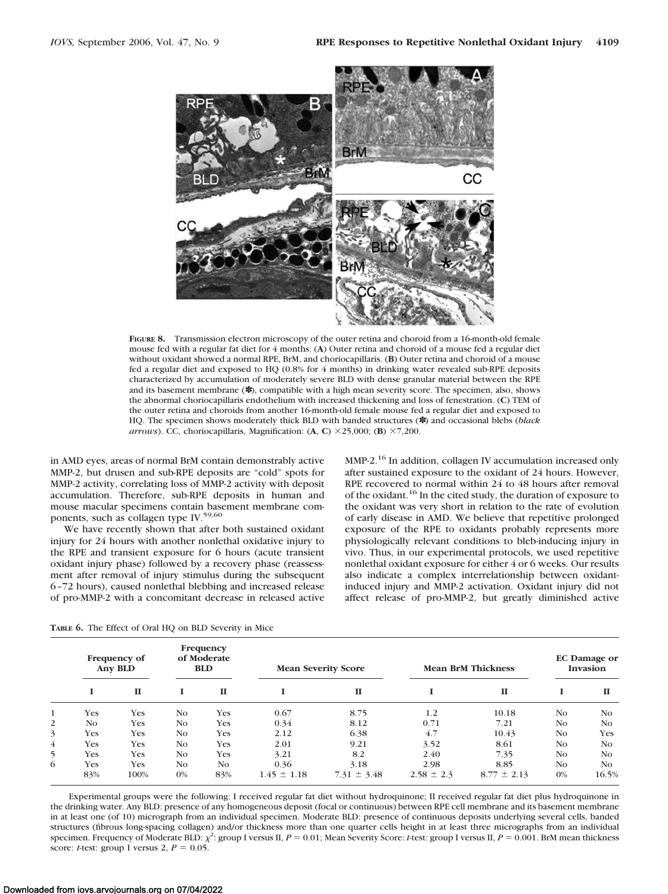**FIGURE 8.** Transmission electron microscopy of the outer retina and choroid from a 16-month-old female mouse fed with a regular fat diet for 4 months. (**A**) Outer retina and choroid of a mouse fed a regular diet without oxidant showed a normal RPE, BrM, and choriocapillaris. (**B**) Outer retina and choroid of a mouse fed a regular diet and exposed to HQ (0.8% for 4 months) in drinking water revealed sub-RPE deposits characterized by accumulation of moderately severe BLD with dense granular material between the RPE and its basement membrane (✽), compatible with a high mean severity score. The specimen, also, shows the abnormal choriocapillaris endothelium with increased thickening and loss of fenestration. (**C**) TEM of the outer retina and choroids from another 16-month-old female mouse fed a regular diet and exposed to HQ. The specimen shows moderately thick BLD with banded structures (✽) and occasional blebs (*black arrows*). CC, choriocapillaris, Magnification: (**A**, **C**) ×25,000; (**B**) ×7,200.

in AMD eyes, areas of normal BrM contain demonstrably active MMP-2, but drusen and sub-RPE deposits are "cold" spots for MMP-2 activity, correlating loss of MMP-2 activity with deposit accumulation. Therefore, sub-RPE deposits in human and mouse macular specimens contain basement membrane components, such as collagen type IV.[59,60]

We have recently shown that after both sustained oxidant injury for 24 hours with another nonlethal oxidative injury to the RPE and transient exposure for 6 hours (acute transient oxidant injury phase) followed by a recovery phase (reassessment after removal of injury stimulus during the subsequent 6–72 hours), caused nonlethal blebbing and increased release of pro-MMP-2 with a concomitant decrease in released active MMP-2.[16] In addition, collagen IV accumulation increased only after sustained exposure to the oxidant of 24 hours. However, RPE recovered to normal within 24 to 48 hours after removal of the oxidant.[16] In the cited study, the duration of exposure to the oxidant was very short in relation to the rate of evolution of early disease in AMD. We believe that repetitive prolonged exposure of the RPE to oxidants probably represents more physiologically relevant conditions to bleb-inducing injury in vivo. Thus, in our experimental protocols, we used repetitive nonlethal oxidant exposure for either 4 or 6 weeks. Our results also indicate a complex interrelationship between oxidant-induced injury and MMP-2 activation. Oxidant injury did not affect release of pro-MMP-2, but greatly diminished active

**TABLE 6.** The Effect of Oral HQ on BLD Severity in Mice

| | Frequency of Any BLD | | Frequency of Moderate BLD | | Mean Severity Score | | Mean BrM Thickness | | EC Damage or Invasion | |
|---|---|---|---|---|---|---|---|---|---|---|
| | I | II | I | II | I | II | I | II | I | II |
| 1 | Yes | Yes | No | Yes | 0.67 | 8.75 | 1.2 | 10.18 | No | No |
| 2 | No | Yes | No | Yes | 0.34 | 8.12 | 0.71 | 7.21 | No | No |
| 3 | Yes | Yes | No | Yes | 2.12 | 6.38 | 4.7 | 10.43 | No | Yes |
| 4 | Yes | Yes | No | Yes | 2.01 | 9.21 | 3.52 | 8.61 | No | No |
| 5 | Yes | Yes | No | Yes | 3.21 | 8.2 | 2.40 | 7.35 | No | No |
| 6 | Yes | Yes | No | No | 0.36 | 3.18 | 2.98 | 8.85 | No | No |
| | 83% | 100% | 0% | 83% | 1.45 ± 1.18 | 7.31 ± 3.48 | 2.58 ± 2.3 | 8.77 ± 2.13 | 0% | 16.5% |

Experimental groups were the following: I received regular fat diet without hydroquinone; II received regular fat diet plus hydroquinone in the drinking water. Any BLD: presence of any homogeneous deposit (focal or continuous) between RPE cell membrane and its basement membrane in at least one (of 10) micrograph from an individual specimen. Moderate BLD: presence of continuous deposits underlying several cells, banded structures (fibrous long-spacing collagen) and/or thickness more than one quarter cells height in at least three micrographs from an individual specimen. Frequency of Moderate BLD: $\chi^2$: group I versus II, $P = 0.01$; Mean Severity Score: *t*-test: group I versus II, $P = 0.001$. BrM mean thickness score: *t*-test: group I versus 2, $P = 0.05$.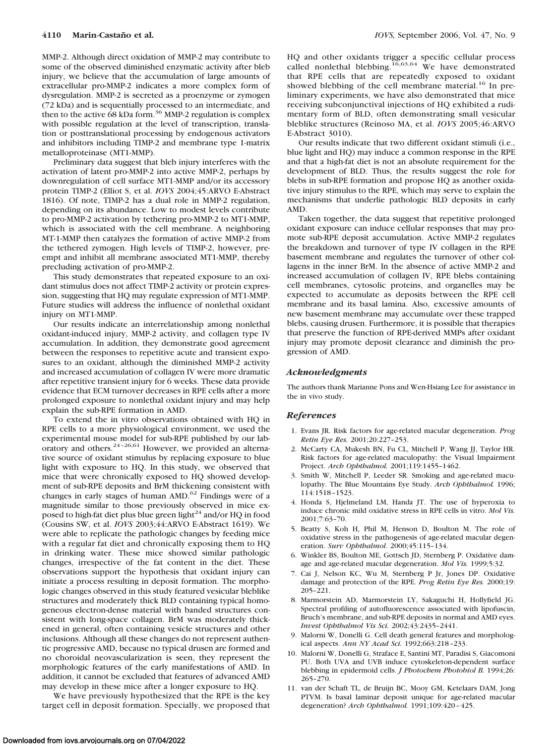MMP-2. Although direct oxidation of MMP-2 may contribute to some of the observed diminished enzymatic activity after bleb injury, we believe that the accumulation of large amounts of extracellular pro-MMP-2 indicates a more complex form of dysregulation. MMP-2 is secreted as a proenzyme or zymogen (72 kDa) and is sequentially processed to an intermediate, and then to the active 68 kDa form.[36] MMP-2 regulation is complex with possible regulation at the level of transcription, translation or posttranslational processing by endogenous activators and inhibitors including TIMP-2 and membrane type 1-matrix metalloproteinase (MT1-MMP).

Preliminary data suggest that bleb injury interferes with the activation of latent pro-MMP-2 into active MMP-2, perhaps by downregulation of cell surface MT1-MMP and/or its accessory protein TIMP-2 (Elliot S, et al. *IOVS* 2004;45:ARVO E-Abstract 1816). Of note, TIMP-2 has a dual role in MMP-2 regulation, depending on its abundance. Low to modest levels contribute to pro-MMP-2 activation by tethering pro-MMP-2 to MT1-MMP, which is associated with the cell membrane. A neighboring MT-1-MMP then catalyzes the formation of active MMP-2 from the tethered zymogen. High levels of TIMP-2, however, preempt and inhibit all membrane associated MT1-MMP, thereby precluding activation of pro-MMP-2.

This study demonstrates that repeated exposure to an oxidant stimulus does not affect TIMP-2 activity or protein expression, suggesting that HQ may regulate expression of MT1-MMP. Future studies will address the influence of nonlethal oxidant injury on MT1-MMP.

Our results indicate an interrelationship among nonlethal oxidant-induced injury, MMP-2 activity, and collagen type IV accumulation. In addition, they demonstrate good agreement between the responses to repetitive acute and transient exposures to an oxidant, although the diminished MMP-2 activity and increased accumulation of collagen IV were more dramatic after repetitive transient injury for 6 weeks. These data provide evidence that ECM turnover decreases in RPE cells after a more prolonged exposure to nonlethal oxidant injury and may help explain the sub-RPE formation in AMD.

To extend the in vitro observations obtained with HQ in RPE cells to a more physiological environment, we used the experimental mouse model for sub-RPE published by our laboratory and others.[24–26,61] However, we provided an alternative source of oxidant stimulus by replacing exposure to blue light with exposure to HQ. In this study, we observed that mice that were chronically exposed to HQ showed development of sub-RPE deposits and BrM thickening consistent with changes in early stages of human AMD.[62] Findings were of a magnitude similar to those previously observed in mice exposed to high-fat diet plus blue green light[24] and/or HQ in food (Cousins SW, et al. *IOVS* 2003;44:ARVO E-Abstract 1619). We were able to replicate the pathologic changes by feeding mice with a regular fat diet and chronically exposing them to HQ in drinking water. These mice showed similar pathologic changes, irrespective of the fat content in the diet. These observations support the hypothesis that oxidant injury can initiate a process resulting in deposit formation. The morphologic changes observed in this study featured vesicular bleblike structures and moderately thick BLD containing typical homogeneous electron-dense material with banded structures consistent with long-space collagen. BrM was moderately thickened in general, often containing vesicle structures and other inclusions. Although all these changes do not represent authentic progressive AMD, because no typical drusen are formed and no choroidal neovascularization is seen, they represent the morphologic features of the early manifestations of AMD. In addition, it cannot be excluded that features of advanced AMD may develop in these mice after a longer exposure to HQ.

We have previously hypothesized that the RPE is the key target cell in deposit formation. Specially, we proposed that HQ and other oxidants trigger a specific cellular process called nonlethal blebbing.[16,63,64] We have demonstrated that RPE cells that are repeatedly exposed to oxidant showed blebbing of the cell membrane material.[16] In preliminary experiments, we have also demonstrated that mice receiving subconjunctival injections of HQ exhibited a rudimentary form of BLD, often demonstrating small vesicular bleblike structures (Reinoso MA, et al. *IOVS* 2005;46:ARVO E-Abstract 3010).

Our results indicate that two different oxidant stimuli (i.e., blue light and HQ) may induce a common response in the RPE and that a high-fat diet is not an absolute requirement for the development of BLD. Thus, the results suggest the role for blebs in sub-RPE formation and propose HQ as another oxidative injury stimulus to the RPE, which may serve to explain the mechanisms that underlie pathologic BLD deposits in early AMD.

Taken together, the data suggest that repetitive prolonged oxidant exposure can induce cellular responses that may promote sub-RPE deposit accumulation. Active MMP-2 regulates the breakdown and turnover of type IV collagen in the RPE basement membrane and regulates the turnover of other collagens in the inner BrM. In the absence of active MMP-2 and increased accumulation of collagen IV, RPE blebs containing cell membranes, cytosolic proteins, and organelles may be expected to accumulate as deposits between the RPE cell membrane and its basal lamina. Also, excessive amounts of new basement membrane may accumulate over these trapped blebs, causing drusen. Furthermore, it is possible that therapies that preserve the function of RPE-derived MMPs after oxidant injury may promote deposit clearance and diminish the progression of AMD.

## Acknowledgments

The authors thank Marianne Pons and Wen-Hsiang Lee for assistance in the in vivo study.

## References

1. Evans JR. Risk factors for age-related macular degeneration. *Prog Retin Eye Res.* 2001;20:227–253.
2. McCarty CA, Mukesh BN, Fu CL, Mitchell P, Wang JJ, Taylor HR. Risk factors for age-related maculopathy: the Visual Impairment Project. *Arch Ophthalmol.* 2001;119:1455–1462.
3. Smith W, Mitchell P, Leeder SR. Smoking and age-related maculopathy. The Blue Mountains Eye Study. *Arch Ophthalmol.* 1996; 114:1518–1523.
4. Honda S, Hjelmeland LM, Handa JT. The use of hyperoxia to induce chronic mild oxidative stress in RPE cells in vitro. *Mol Vis.* 2001;7:63–70.
5. Beatty S, Koh H, Phil M, Henson D, Boulton M. The role of oxidative stress in the pathogenesis of age-related macular degeneration. *Surv Ophthalmol*. 2000;45:115–134.
6. Winkler BS, Boulton ME, Gottsch JD, Sternberg P. Oxidative damage and age-related macular degeneration. *Mol Vis.* 1999;5:32.
7. Cai J, Nelson KC, Wu M, Sternberg P Jr, Jones DP. Oxidative damage and protection of the RPE. *Prog Retin Eye Res.* 2000;19: 205–221.
8. Marmorstein AD, Marmorstein LY, Sakaguchi H, Hollyfield JG. Spectral profiling of autofluorescence associated with lipofuscin, Bruch's membrane, and sub-RPE deposits in normal and AMD eyes. *Invest Ophthalmol Vis Sci.* 2002;43:2435–2441.
9. Malorni W, Donelli G. Cell death general features and morphological aspects. *Ann NY Acad Sci.* 1992;663:218–233.
10. Malorni W, Donelli G, Straface E, Santini MT, Paradisi S, Giacomoni PU. Both UVA and UVB induce cytoskeleton-dependent surface blebbing in epidermoid cells. *J Photochem Photobiol B.* 1994;26: 265–270.
11. van der Schaft TL, de Bruijn BC, Mooy GM, Ketelaars DAM, Jong PTVM. Is basal laminar deposit unique for age-related macular degeneration? *Arch Ophthalmol.* 1991;109:420–425.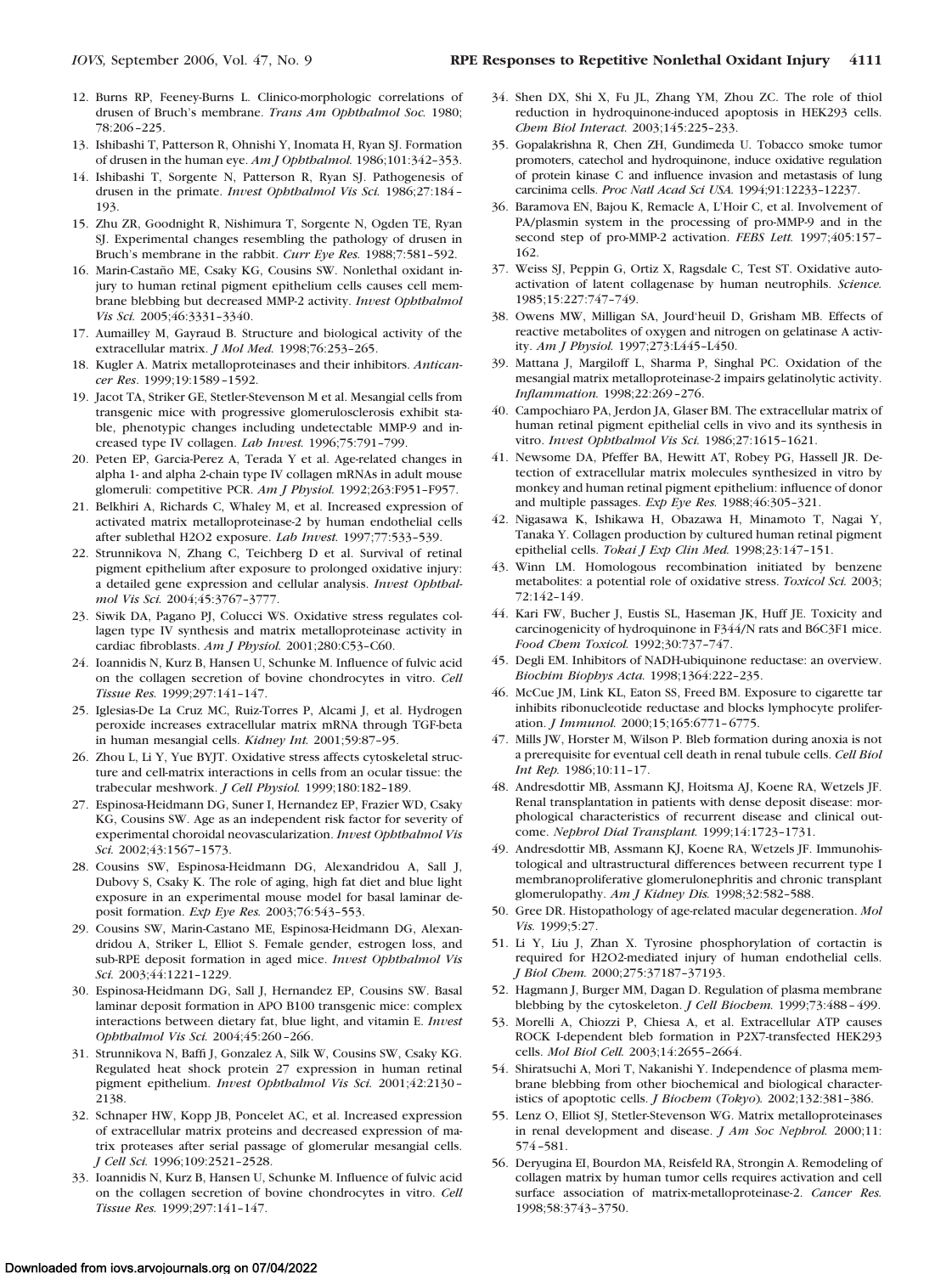12. Burns RP, Feeney-Burns L. Clinico-morphologic correlations of drusen of Bruch's membrane. *Trans Am Ophthalmol Soc.* 1980;78:206–225.
13. Ishibashi T, Patterson R, Ohnishi Y, Inomata H, Ryan SJ. Formation of drusen in the human eye. *Am J Ophthalmol.* 1986;101:342–353.
14. Ishibashi T, Sorgente N, Patterson R, Ryan SJ. Pathogenesis of drusen in the primate. *Invest Ophthalmol Vis Sci.* 1986;27:184–193.
15. Zhu ZR, Goodnight R, Nishimura T, Sorgente N, Ogden TE, Ryan SJ. Experimental changes resembling the pathology of drusen in Bruch's membrane in the rabbit. *Curr Eye Res.* 1988;7:581–592.
16. Marin-Castaño ME, Csaky KG, Cousins SW. Nonlethal oxidant injury to human retinal pigment epithelium cells causes cell membrane blebbing but decreased MMP-2 activity. *Invest Ophthalmol Vis Sci.* 2005;46:3331–3340.
17. Aumailley M, Gayraud B. Structure and biological activity of the extracellular matrix. *J Mol Med.* 1998;76:253–265.
18. Kugler A. Matrix metalloproteinases and their inhibitors. *Anticancer Res.* 1999;19:1589–1592.
19. Jacot TA, Striker GE, Stetler-Stevenson M et al. Mesangial cells from transgenic mice with progressive glomerulosclerosis exhibit stable, phenotypic changes including undetectable MMP-9 and increased type IV collagen. *Lab Invest.* 1996;75:791–799.
20. Peten EP, Garcia-Perez A, Terada Y et al. Age-related changes in alpha 1- and alpha 2-chain type IV collagen mRNAs in adult mouse glomeruli: competitive PCR. *Am J Physiol.* 1992;263:F951–F957.
21. Belkhiri A, Richards C, Whaley M, et al. Increased expression of activated matrix metalloproteinase-2 by human endothelial cells after sublethal H2O2 exposure. *Lab Invest.* 1997;77:533–539.
22. Strunnikova N, Zhang C, Teichberg D et al. Survival of retinal pigment epithelium after exposure to prolonged oxidative injury: a detailed gene expression and cellular analysis. *Invest Ophthalmol Vis Sci.* 2004;45:3767–3777.
23. Siwik DA, Pagano PJ, Colucci WS. Oxidative stress regulates collagen type IV synthesis and matrix metalloproteinase activity in cardiac fibroblasts. *Am J Physiol.* 2001;280:C53–C60.
24. Ioannidis N, Kurz B, Hansen U, Schunke M. Influence of fulvic acid on the collagen secretion of bovine chondrocytes in vitro. *Cell Tissue Res.* 1999;297:141–147.
25. Iglesias-De La Cruz MC, Ruiz-Torres P, Alcami J, et al. Hydrogen peroxide increases extracellular matrix mRNA through TGF-beta in human mesangial cells. *Kidney Int.* 2001;59:87–95.
26. Zhou L, Li Y, Yue BYJT. Oxidative stress affects cytoskeletal structure and cell-matrix interactions in cells from an ocular tissue: the trabecular meshwork. *J Cell Physiol.* 1999;180:182–189.
27. Espinosa-Heidmann DG, Suner I, Hernandez EP, Frazier WD, Csaky KG, Cousins SW. Age as an independent risk factor for severity of experimental choroidal neovascularization. *Invest Ophthalmol Vis Sci.* 2002;43:1567–1573.
28. Cousins SW, Espinosa-Heidmann DG, Alexandridou A, Sall J, Dubovy S, Csaky K. The role of aging, high fat diet and blue light exposure in an experimental mouse model for basal laminar deposit formation. *Exp Eye Res.* 2003;76:543–553.
29. Cousins SW, Marin-Castano ME, Espinosa-Heidmann DG, Alexandridou A, Striker L, Elliot S. Female gender, estrogen loss, and sub-RPE deposit formation in aged mice. *Invest Ophthalmol Vis Sci.* 2003;44:1221–1229.
30. Espinosa-Heidmann DG, Sall J, Hernandez EP, Cousins SW. Basal laminar deposit formation in APO B100 transgenic mice: complex interactions between dietary fat, blue light, and vitamin E. *Invest Ophthalmol Vis Sci.* 2004;45:260–266.
31. Strunnikova N, Baffi J, Gonzalez A, Silk W, Cousins SW, Csaky KG. Regulated heat shock protein 27 expression in human retinal pigment epithelium. *Invest Ophthalmol Vis Sci.* 2001;42:2130–2138.
32. Schnaper HW, Kopp JB, Poncelet AC, et al. Increased expression of extracellular matrix proteins and decreased expression of matrix proteases after serial passage of glomerular mesangial cells. *J Cell Sci.* 1996;109:2521–2528.
33. Ioannidis N, Kurz B, Hansen U, Schunke M. Influence of fulvic acid on the collagen secretion of bovine chondrocytes in vitro. *Cell Tissue Res.* 1999;297:141–147.
34. Shen DX, Shi X, Fu JL, Zhang YM, Zhou ZC. The role of thiol reduction in hydroquinone-induced apoptosis in HEK293 cells. *Chem Biol Interact.* 2003;145:225–233.
35. Gopalakrishna R, Chen ZH, Gundimeda U. Tobacco smoke tumor promoters, catechol and hydroquinone, induce oxidative regulation of protein kinase C and influence invasion and metastasis of lung carcinima cells. *Proc Natl Acad Sci USA.* 1994;91:12233–12237.
36. Baramova EN, Bajou K, Remacle A, L'Hoir C, et al. Involvement of PA/plasmin system in the processing of pro-MMP-9 and in the second step of pro-MMP-2 activation. *FEBS Lett.* 1997;405:157–162.
37. Weiss SJ, Peppin G, Ortiz X, Ragsdale C, Test ST. Oxidative autoactivation of latent collagenase by human neutrophils. *Science.* 1985;15:227:747–749.
38. Owens MW, Milligan SA, Jourd'heuil D, Grisham MB. Effects of reactive metabolites of oxygen and nitrogen on gelatinase A activity. *Am J Physiol.* 1997;273:L445–L450.
39. Mattana J, Margiloff L, Sharma P, Singhal PC. Oxidation of the mesangial matrix metalloproteinase-2 impairs gelatinolytic activity. *Inflammation.* 1998;22:269–276.
40. Campochiaro PA, Jerdon JA, Glaser BM. The extracellular matrix of human retinal pigment epithelial cells in vivo and its synthesis in vitro. *Invest Ophthalmol Vis Sci.* 1986;27:1615–1621.
41. Newsome DA, Pfeffer BA, Hewitt AT, Robey PG, Hassell JR. Detection of extracellular matrix molecules synthesized in vitro by monkey and human retinal pigment epithelium: influence of donor and multiple passages. *Exp Eye Res.* 1988;46:305–321.
42. Nigasawa K, Ishikawa H, Obazawa H, Minamoto T, Nagai Y, Tanaka Y. Collagen production by cultured human retinal pigment epithelial cells. *Tokai J Exp Clin Med.* 1998;23:147–151.
43. Winn LM. Homologous recombination initiated by benzene metabolites: a potential role of oxidative stress. *Toxicol Sci.* 2003;72:142–149.
44. Kari FW, Bucher J, Eustis SL, Haseman JK, Huff JE. Toxicity and carcinogenicity of hydroquinone in F344/N rats and B6C3F1 mice. *Food Chem Toxicol.* 1992;30:737–747.
45. Degli EM. Inhibitors of NADH-ubiquinone reductase: an overview. *Biochim Biophys Acta.* 1998;1364:222–235.
46. McCue JM, Link KL, Eaton SS, Freed BM. Exposure to cigarette tar inhibits ribonucleotide reductase and blocks lymphocyte proliferation. *J Immunol.* 2000;15;165:6771–6775.
47. Mills JW, Horster M, Wilson P. Bleb formation during anoxia is not a prerequisite for eventual cell death in renal tubule cells. *Cell Biol Int Rep.* 1986;10:11–17.
48. Andresdottir MB, Assmann KJ, Hoitsma AJ, Koene RA, Wetzels JF. Renal transplantation in patients with dense deposit disease: morphological characteristics of recurrent disease and clinical outcome. *Nephrol Dial Transplant.* 1999;14:1723–1731.
49. Andresdottir MB, Assmann KJ, Koene RA, Wetzels JF. Immunohistological and ultrastructural differences between recurrent type I membranoproliferative glomerulonephritis and chronic transplant glomerulopathy. *Am J Kidney Dis.* 1998;32:582–588.
50. Gree DR. Histopathology of age-related macular degeneration. *Mol Vis.* 1999;5:27.
51. Li Y, Liu J, Zhan X. Tyrosine phosphorylation of cortactin is required for H2O2-mediated injury of human endothelial cells. *J Biol Chem.* 2000;275:37187–37193.
52. Hagmann J, Burger MM, Dagan D. Regulation of plasma membrane blebbing by the cytoskeleton. *J Cell Biochem.* 1999;73:488–499.
53. Morelli A, Chiozzi P, Chiesa A, et al. Extracellular ATP causes ROCK I-dependent bleb formation in P2X7-transfected HEK293 cells. *Mol Biol Cell.* 2003;14:2655–2664.
54. Shiratsuchi A, Mori T, Nakanishi Y. Independence of plasma membrane blebbing from other biochemical and biological characteristics of apoptotic cells. *J Biochem (Tokyo).* 2002;132:381–386.
55. Lenz O, Elliot SJ, Stetler-Stevenson WG. Matrix metalloproteinases in renal development and disease. *J Am Soc Nephrol.* 2000;11:574–581.
56. Deryugina EI, Bourdon MA, Reisfeld RA, Strongin A. Remodeling of collagen matrix by human tumor cells requires activation and cell surface association of matrix-metalloproteinase-2. *Cancer Res.* 1998;58:3743–3750.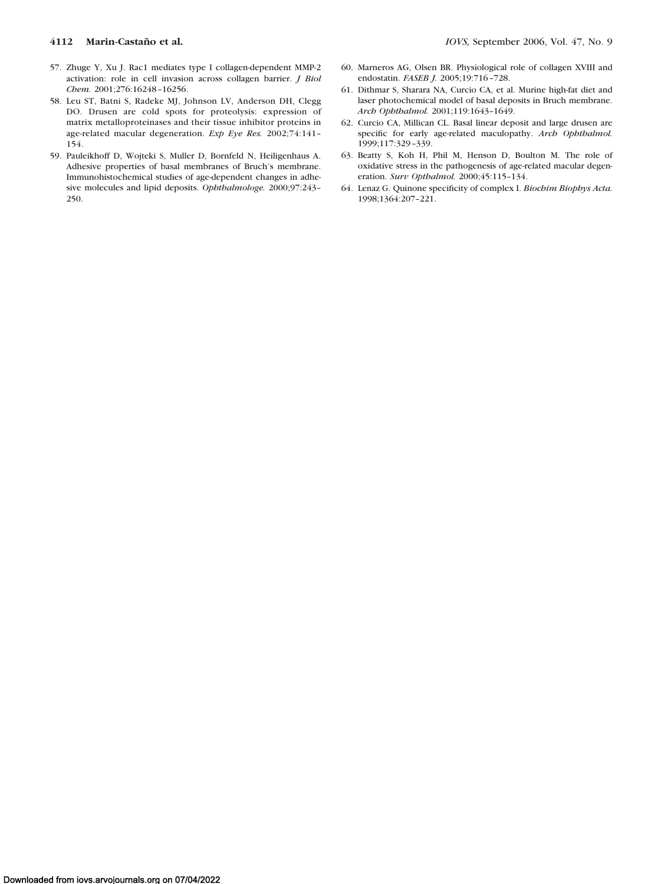57. Zhuge Y, Xu J. Rac1 mediates type I collagen-dependent MMP-2 activation: role in cell invasion across collagen barrier. *J Biol Chem.* 2001;276:16248–16256.
58. Leu ST, Batni S, Radeke MJ, Johnson LV, Anderson DH, Clegg DO. Drusen are cold spots for proteolysis: expression of matrix metalloproteinases and their tissue inhibitor proteins in age-related macular degeneration. *Exp Eye Res.* 2002;74:141–154.
59. Pauleikhoff D, Wojteki S, Muller D, Bornfeld N, Heiligenhaus A. Adhesive properties of basal membranes of Bruch's membrane. Immunohistochemical studies of age-dependent changes in adhesive molecules and lipid deposits. *Ophthalmologe.* 2000;97:243–250.
60. Marneros AG, Olsen BR. Physiological role of collagen XVIII and endostatin. *FASEB J.* 2005;19:716–728.
61. Dithmar S, Sharara NA, Curcio CA, et al. Murine high-fat diet and laser photochemical model of basal deposits in Bruch membrane. *Arch Ophthalmol.* 2001;119:1643–1649.
62. Curcio CA, Millican CL. Basal linear deposit and large drusen are specific for early age-related maculopathy. *Arch Ophthalmol.* 1999;117:329–339.
63. Beatty S, Koh H, Phil M, Henson D, Boulton M. The role of oxidative stress in the pathogenesis of age-related macular degeneration. *Surv Opthalmol.* 2000;45:115–134.
64. Lenaz G. Quinone specificity of complex I. *Biochim Biophys Acta.* 1998;1364:207–221.